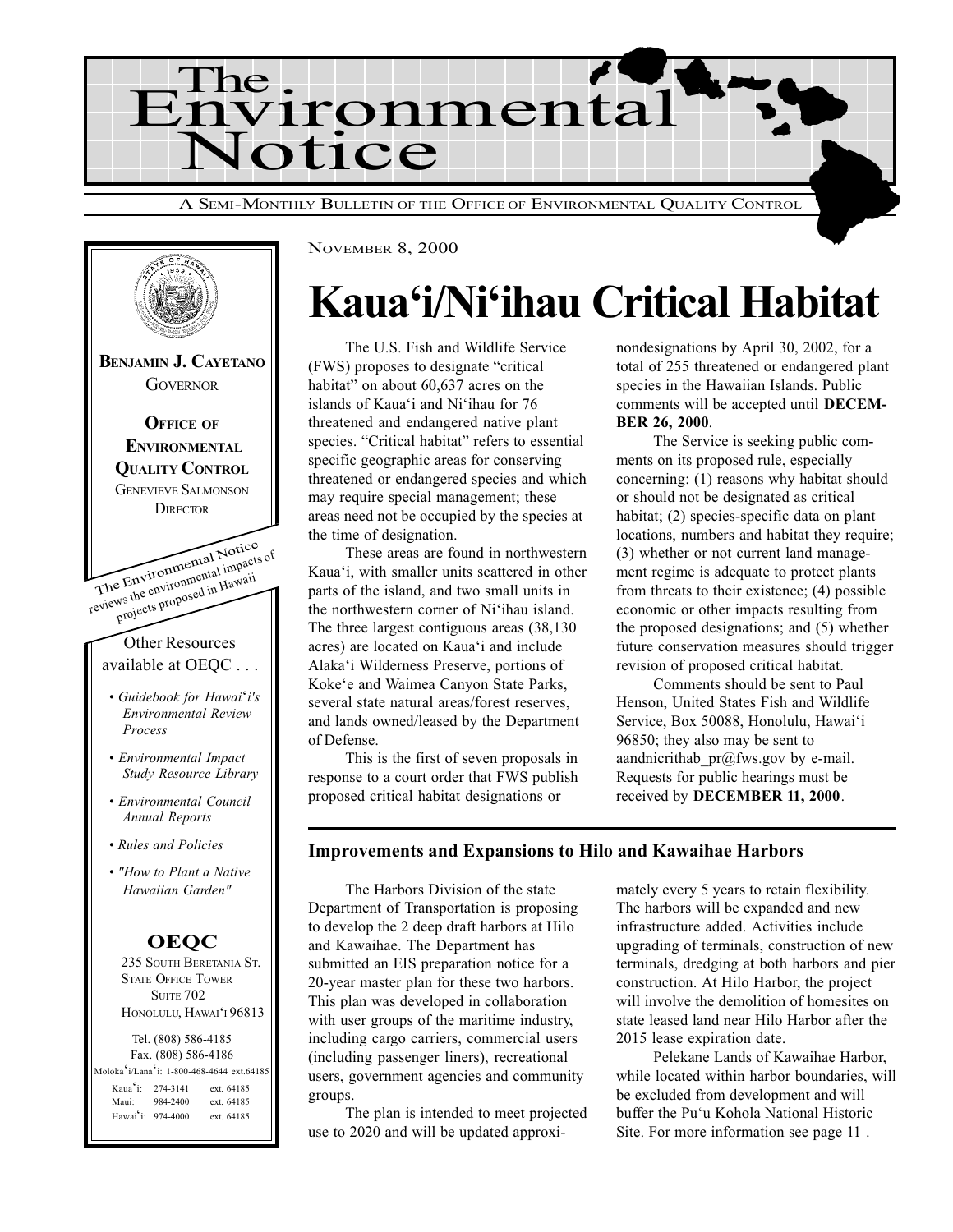# The Environmental Notice

A Semi-Monthly Bulletin of the Office of Environmental Quality Control

**Benjamin J. Cayetano**
Governor

**Office of Environmental Quality Control**
Genevieve Salmonson
Director

The Environmental Notice reviews the environmental impacts of projects proposed in Hawaii

Other Resources available at OEQC . . .

- *Guidebook for Hawai'i's Environmental Review Process*
- *Environmental Impact Study Resource Library*
- *Environmental Council Annual Reports*
- *Rules and Policies*
- *"How to Plant a Native Hawaiian Garden"*

**OEQC**
235 South Beretania St.
State Office Tower
Suite 702
Honolulu, Hawai'i 96813

Tel. (808) 586-4185
Fax. (808) 586-4186
Moloka'i/Lana'i: 1-800-468-4644 ext.64185

| | | |
|---|---|---|
| Kaua'i: | 274-3141 | ext. 64185 |
| Maui: | 984-2400 | ext. 64185 |
| Hawai'i: | 974-4000 | ext. 64185 |

November 8, 2000

# Kaua'i/Ni'ihau Critical Habitat

The U.S. Fish and Wildlife Service (FWS) proposes to designate "critical habitat" on about 60,637 acres on the islands of Kaua'i and Ni'ihau for 76 threatened and endangered native plant species. "Critical habitat" refers to essential specific geographic areas for conserving threatened or endangered species and which may require special management; these areas need not be occupied by the species at the time of designation.

These areas are found in northwestern Kaua'i, with smaller units scattered in other parts of the island, and two small units in the northwestern corner of Ni'ihau island. The three largest contiguous areas (38,130 acres) are located on Kaua'i and include Alaka'i Wilderness Preserve, portions of Koke'e and Waimea Canyon State Parks, several state natural areas/forest reserves, and lands owned/leased by the Department of Defense.

This is the first of seven proposals in response to a court order that FWS publish proposed critical habitat designations or nondesignations by April 30, 2002, for a total of 255 threatened or endangered plant species in the Hawaiian Islands. Public comments will be accepted until **DECEMBER 26, 2000**.

The Service is seeking public comments on its proposed rule, especially concerning: (1) reasons why habitat should or should not be designated as critical habitat; (2) species-specific data on plant locations, numbers and habitat they require; (3) whether or not current land management regime is adequate to protect plants from threats to their existence; (4) possible economic or other impacts resulting from the proposed designations; and (5) whether future conservation measures should trigger revision of proposed critical habitat.

Comments should be sent to Paul Henson, United States Fish and Wildlife Service, Box 50088, Honolulu, Hawai'i 96850; they also may be sent to aandnicrithab_pr@fws.gov by e-mail. Requests for public hearings must be received by **DECEMBER 11, 2000**.

### Improvements and Expansions to Hilo and Kawaihae Harbors

The Harbors Division of the state Department of Transportation is proposing to develop the 2 deep draft harbors at Hilo and Kawaihae. The Department has submitted an EIS preparation notice for a 20-year master plan for these two harbors. This plan was developed in collaboration with user groups of the maritime industry, including cargo carriers, commercial users (including passenger liners), recreational users, government agencies and community groups.

The plan is intended to meet projected use to 2020 and will be updated approximately every 5 years to retain flexibility. The harbors will be expanded and new infrastructure added. Activities include upgrading of terminals, construction of new terminals, dredging at both harbors and pier construction. At Hilo Harbor, the project will involve the demolition of homesites on state leased land near Hilo Harbor after the 2015 lease expiration date.

Pelekane Lands of Kawaihae Harbor, while located within harbor boundaries, will be excluded from development and will buffer the Pu'u Kohola National Historic Site. For more information see page 11 .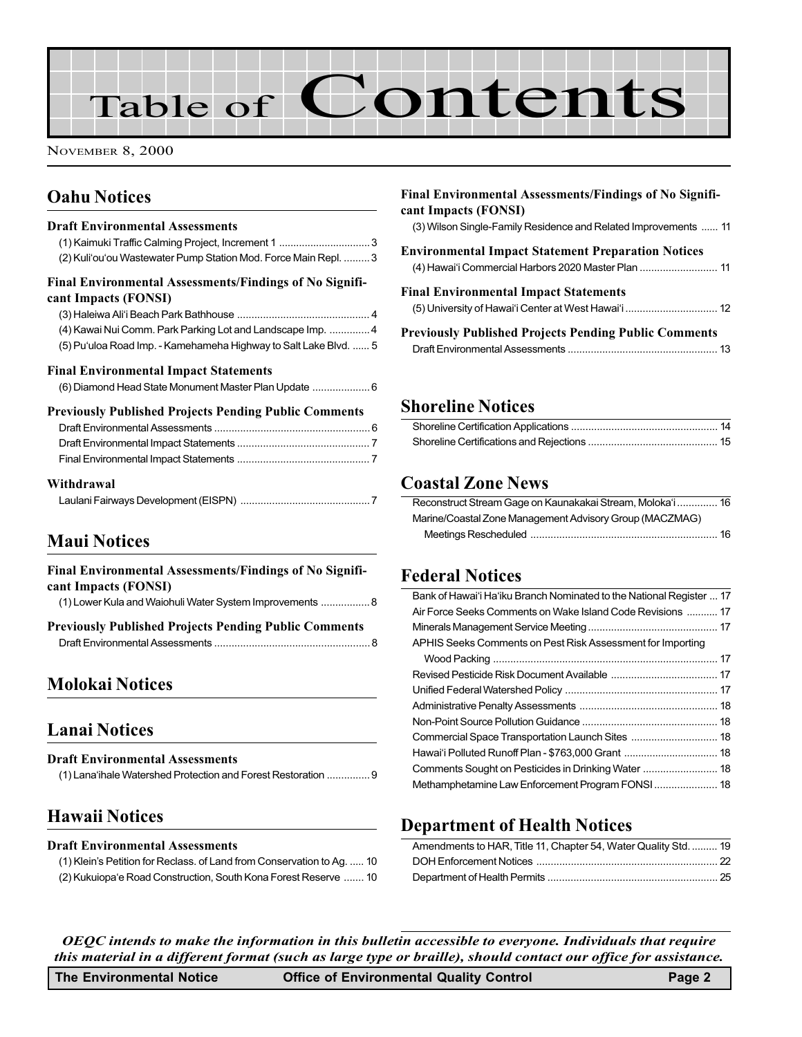# Table of Contents

November 8, 2000

## Oahu Notices

### Draft Environmental Assessments

(1) Kaimuki Traffic Calming Project, Increment 1 ..... 3
(2) Kuli'ou'ou Wastewater Pump Station Mod. Force Main Repl. ..... 3

### Final Environmental Assessments/Findings of No Significant Impacts (FONSI)

(3) Haleiwa Ali'i Beach Park Bathhouse ..... 4
(4) Kawai Nui Comm. Park Parking Lot and Landscape Imp. ..... 4
(5) Pu'uloa Road Imp. - Kamehameha Highway to Salt Lake Blvd. ..... 5

### Final Environmental Impact Statements

(6) Diamond Head State Monument Master Plan Update ..... 6

### Previously Published Projects Pending Public Comments

Draft Environmental Assessments ..... 6
Draft Environmental Impact Statements ..... 7
Final Environmental Impact Statements ..... 7

### Withdrawal

Laulani Fairways Development (EISPN) ..... 7

## Maui Notices

### Final Environmental Assessments/Findings of No Significant Impacts (FONSI)

(1) Lower Kula and Waiohuli Water System Improvements ..... 8

### Previously Published Projects Pending Public Comments

Draft Environmental Assessments ..... 8

## Molokai Notices

## Lanai Notices

### Draft Environmental Assessments

(1) Lana'ihale Watershed Protection and Forest Restoration ..... 9

## Hawaii Notices

### Draft Environmental Assessments

(1) Klein's Petition for Reclass. of Land from Conservation to Ag. ..... 10
(2) Kukuiopa'e Road Construction, South Kona Forest Reserve ..... 10

### Final Environmental Assessments/Findings of No Significant Impacts (FONSI)

(3) Wilson Single-Family Residence and Related Improvements ..... 11

### Environmental Impact Statement Preparation Notices

(4) Hawai'i Commercial Harbors 2020 Master Plan ..... 11

### Final Environmental Impact Statements

(5) University of Hawai'i Center at West Hawai'i ..... 12

### Previously Published Projects Pending Public Comments

Draft Environmental Assessments ..... 13

## Shoreline Notices

Shoreline Certification Applications ..... 14
Shoreline Certifications and Rejections ..... 15

## Coastal Zone News

Reconstruct Stream Gage on Kaunakakai Stream, Moloka'i ..... 16
Marine/Coastal Zone Management Advisory Group (MACZMAG) Meetings Rescheduled ..... 16

## Federal Notices

Bank of Hawai'i Ha'iku Branch Nominated to the National Register ..... 17
Air Force Seeks Comments on Wake Island Code Revisions ..... 17
Minerals Management Service Meeting ..... 17
APHIS Seeks Comments on Pest Risk Assessment for Importing Wood Packing ..... 17
Revised Pesticide Risk Document Available ..... 17
Unified Federal Watershed Policy ..... 17
Administrative Penalty Assessments ..... 18
Non-Point Source Pollution Guidance ..... 18
Commercial Space Transportation Launch Sites ..... 18
Hawai'i Polluted Runoff Plan - $763,000 Grant ..... 18
Comments Sought on Pesticides in Drinking Water ..... 18
Methamphetamine Law Enforcement Program FONSI ..... 18

## Department of Health Notices

Amendments to HAR, Title 11, Chapter 54, Water Quality Std. ..... 19
DOH Enforcement Notices ..... 22
Department of Health Permits ..... 25

***OEQC intends to make the information in this bulletin accessible to everyone. Individuals that require this material in a different format (such as large type or braille), should contact our office for assistance.***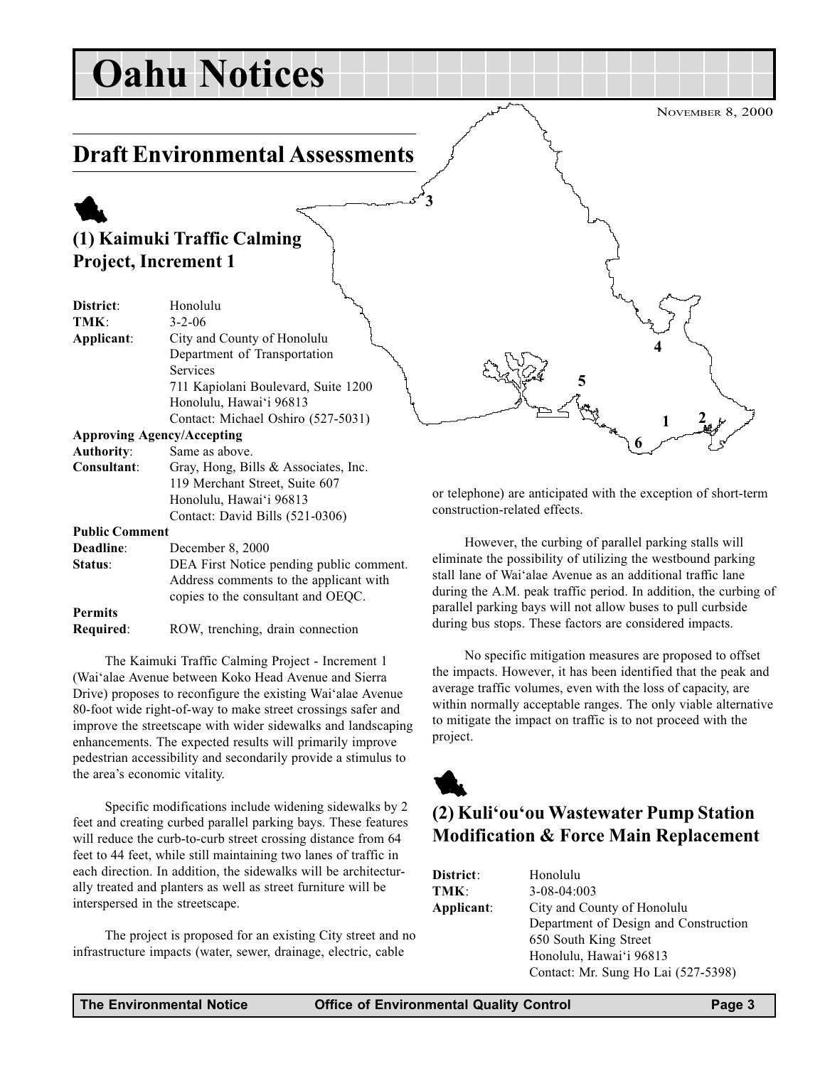# Oahu Notices

NOVEMBER 8, 2000

## Draft Environmental Assessments

### (1) Kaimuki Traffic Calming Project, Increment 1

**District**: Honolulu
**TMK**: 3-2-06
**Applicant**: City and County of Honolulu
Department of Transportation Services
711 Kapiolani Boulevard, Suite 1200
Honolulu, Hawai'i 96813
Contact: Michael Oshiro (527-5031)
**Approving Agency/Accepting Authority**: Same as above.
**Consultant**: Gray, Hong, Bills & Associates, Inc.
119 Merchant Street, Suite 607
Honolulu, Hawai'i 96813
Contact: David Bills (521-0306)
**Public Comment Deadline**: December 8, 2000
**Status**: DEA First Notice pending public comment. Address comments to the applicant with copies to the consultant and OEQC.
**Permits Required**: ROW, trenching, drain connection

The Kaimuki Traffic Calming Project - Increment 1 (Wai'alae Avenue between Koko Head Avenue and Sierra Drive) proposes to reconfigure the existing Wai'alae Avenue 80-foot wide right-of-way to make street crossings safer and improve the streetscape with wider sidewalks and landscaping enhancements. The expected results will primarily improve pedestrian accessibility and secondarily provide a stimulus to the area's economic vitality.

Specific modifications include widening sidewalks by 2 feet and creating curbed parallel parking bays. These features will reduce the curb-to-curb street crossing distance from 64 feet to 44 feet, while still maintaining two lanes of traffic in each direction. In addition, the sidewalks will be architecturally treated and planters as well as street furniture will be interspersed in the streetscape.

The project is proposed for an existing City street and no infrastructure impacts (water, sewer, drainage, electric, cable or telephone) are anticipated with the exception of short-term construction-related effects.

However, the curbing of parallel parking stalls will eliminate the possibility of utilizing the westbound parking stall lane of Wai'alae Avenue as an additional traffic lane during the A.M. peak traffic period. In addition, the curbing of parallel parking bays will not allow buses to pull curbside during bus stops. These factors are considered impacts.

No specific mitigation measures are proposed to offset the impacts. However, it has been identified that the peak and average traffic volumes, even with the loss of capacity, are within normally acceptable ranges. The only viable alternative to mitigate the impact on traffic is to not proceed with the project.

### (2) Kuli'ou'ou Wastewater Pump Station Modification & Force Main Replacement

**District**: Honolulu
**TMK**: 3-08-04:003
**Applicant**: City and County of Honolulu
Department of Design and Construction
650 South King Street
Honolulu, Hawai'i 96813
Contact: Mr. Sung Ho Lai (527-5398)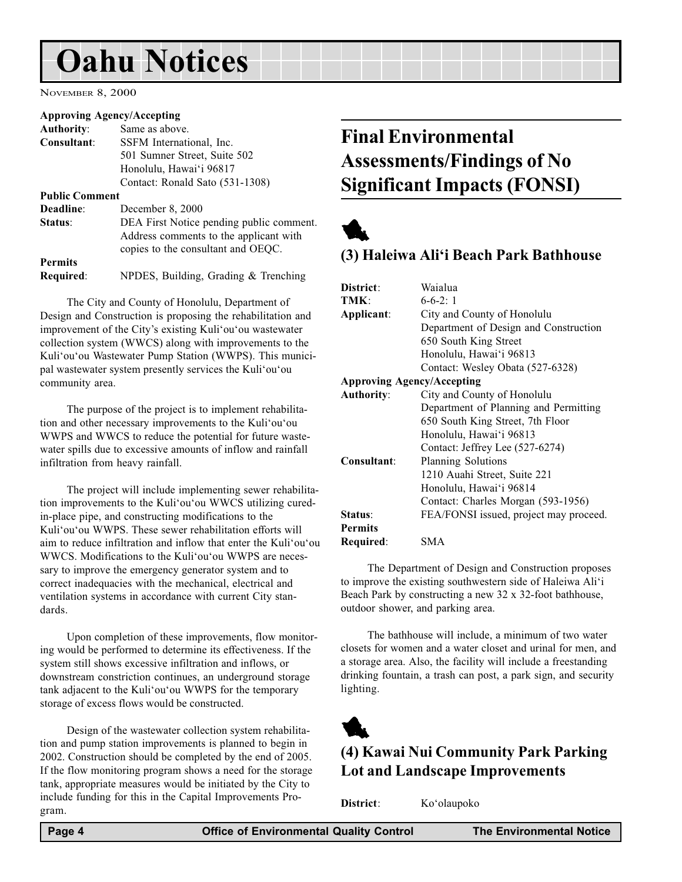# Oahu Notices

NOVEMBER 8, 2000

| | |
|---|---|
| **Approving Agency/Accepting Authority**: | Same as above. |
| **Consultant**: | SSFM International, Inc. 501 Sumner Street, Suite 502 Honolulu, Hawai'i 96817 Contact: Ronald Sato (531-1308) |
| **Public Comment Deadline**: | December 8, 2000 |
| **Status**: | DEA First Notice pending public comment. Address comments to the applicant with copies to the consultant and OEQC. |
| **Permits Required**: | NPDES, Building, Grading & Trenching |

The City and County of Honolulu, Department of Design and Construction is proposing the rehabilitation and improvement of the City's existing Kuli'ou'ou wastewater collection system (WWCS) along with improvements to the Kuli'ou'ou Wastewater Pump Station (WWPS). This municipal wastewater system presently services the Kuli'ou'ou community area.

The purpose of the project is to implement rehabilitation and other necessary improvements to the Kuli'ou'ou WWPS and WWCS to reduce the potential for future wastewater spills due to excessive amounts of inflow and rainfall infiltration from heavy rainfall.

The project will include implementing sewer rehabilitation improvements to the Kuli'ou'ou WWCS utilizing cured-in-place pipe, and constructing modifications to the Kuli'ou'ou WWPS. These sewer rehabilitation efforts will aim to reduce infiltration and inflow that enter the Kuli'ou'ou WWCS. Modifications to the Kuli'ou'ou WWPS are necessary to improve the emergency generator system and to correct inadequacies with the mechanical, electrical and ventilation systems in accordance with current City standards.

Upon completion of these improvements, flow monitoring would be performed to determine its effectiveness. If the system still shows excessive infiltration and inflows, or downstream constriction continues, an underground storage tank adjacent to the Kuli'ou'ou WWPS for the temporary storage of excess flows would be constructed.

Design of the wastewater collection system rehabilitation and pump station improvements is planned to begin in 2002. Construction should be completed by the end of 2005. If the flow monitoring program shows a need for the storage tank, appropriate measures would be initiated by the City to include funding for this in the Capital Improvements Program.

## Final Environmental Assessments/Findings of No Significant Impacts (FONSI)

### (3) Haleiwa Ali'i Beach Park Bathhouse

| | |
|---|---|
| **District**: | Waialua |
| **TMK**: | 6-6-2: 1 |
| **Applicant**: | City and County of Honolulu Department of Design and Construction 650 South King Street Honolulu, Hawai'i 96813 Contact: Wesley Obata (527-6328) |
| **Approving Agency/Accepting Authority**: | City and County of Honolulu Department of Planning and Permitting 650 South King Street, 7th Floor Honolulu, Hawai'i 96813 Contact: Jeffrey Lee (527-6274) |
| **Consultant**: | Planning Solutions 1210 Auahi Street, Suite 221 Honolulu, Hawai'i 96814 Contact: Charles Morgan (593-1956) |
| **Status**: | FEA/FONSI issued, project may proceed. |
| **Permits Required**: | SMA |

The Department of Design and Construction proposes to improve the existing southwestern side of Haleiwa Ali'i Beach Park by constructing a new 32 x 32-foot bathhouse, outdoor shower, and parking area.

The bathhouse will include, a minimum of two water closets for women and a water closet and urinal for men, and a storage area. Also, the facility will include a freestanding drinking fountain, a trash can post, a park sign, and security lighting.

### (4) Kawai Nui Community Park Parking Lot and Landscape Improvements

| | |
|---|---|
| **District**: | Ko'olaupoko |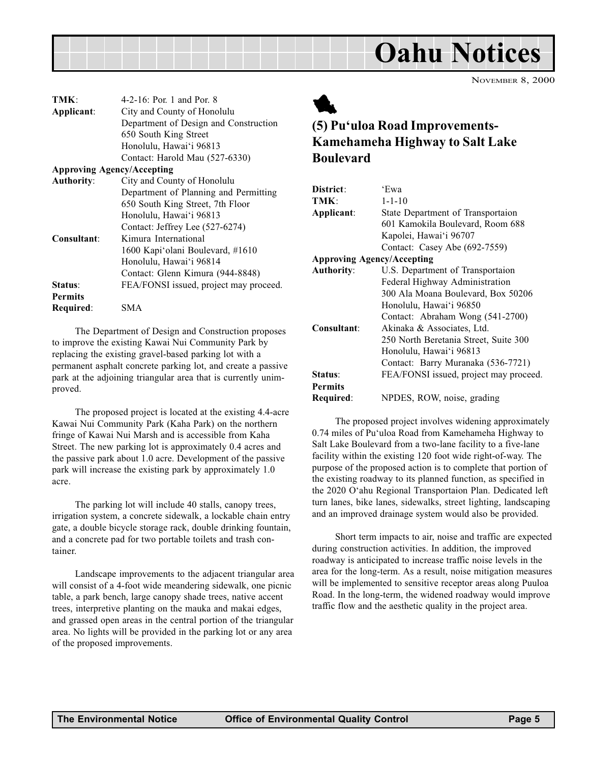# Oahu Notices

NOVEMBER 8, 2000

| | |
|---|---|
| **TMK**: | 4-2-16: Por. 1 and Por. 8 |
| **Applicant**: | City and County of Honolulu<br>Department of Design and Construction<br>650 South King Street<br>Honolulu, Hawai'i 96813<br>Contact: Harold Mau (527-6330) |
| **Approving Agency/Accepting Authority**: | City and County of Honolulu<br>Department of Planning and Permitting<br>650 South King Street, 7th Floor<br>Honolulu, Hawai'i 96813<br>Contact: Jeffrey Lee (527-6274) |
| **Consultant**: | Kimura International<br>1600 Kapi'olani Boulevard, #1610<br>Honolulu, Hawai'i 96814<br>Contact: Glenn Kimura (944-8848) |
| **Status**: | FEA/FONSI issued, project may proceed. |
| **Permits Required**: | SMA |

The Department of Design and Construction proposes to improve the existing Kawai Nui Community Park by replacing the existing gravel-based parking lot with a permanent asphalt concrete parking lot, and create a passive park at the adjoining triangular area that is currently unimproved.

The proposed project is located at the existing 4.4-acre Kawai Nui Community Park (Kaha Park) on the northern fringe of Kawai Nui Marsh and is accessible from Kaha Street. The new parking lot is approximately 0.4 acres and the passive park about 1.0 acre. Development of the passive park will increase the existing park by approximately 1.0 acre.

The parking lot will include 40 stalls, canopy trees, irrigation system, a concrete sidewalk, a lockable chain entry gate, a double bicycle storage rack, double drinking fountain, and a concrete pad for two portable toilets and trash container.

Landscape improvements to the adjacent triangular area will consist of a 4-foot wide meandering sidewalk, one picnic table, a park bench, large canopy shade trees, native accent trees, interpretive planting on the mauka and makai edges, and grassed open areas in the central portion of the triangular area. No lights will be provided in the parking lot or any area of the proposed improvements.

## (5) Pu'uloa Road Improvements-Kamehameha Highway to Salt Lake Boulevard

| | |
|---|---|
| **District**: | 'Ewa |
| **TMK**: | 1-1-10 |
| **Applicant**: | State Department of Transportaion<br>601 Kamokila Boulevard, Room 688<br>Kapolei, Hawai'i 96707<br>Contact: Casey Abe (692-7559) |
| **Approving Agency/Accepting Authority**: | U.S. Department of Transportaion<br>Federal Highway Administration<br>300 Ala Moana Boulevard, Box 50206<br>Honolulu, Hawai'i 96850<br>Contact: Abraham Wong (541-2700) |
| **Consultant**: | Akinaka & Associates, Ltd.<br>250 North Beretania Street, Suite 300<br>Honolulu, Hawai'i 96813<br>Contact: Barry Muranaka (536-7721) |
| **Status**: | FEA/FONSI issued, project may proceed. |
| **Permits Required**: | NPDES, ROW, noise, grading |

The proposed project involves widening approximately 0.74 miles of Pu'uloa Road from Kamehameha Highway to Salt Lake Boulevard from a two-lane facility to a five-lane facility within the existing 120 foot wide right-of-way. The purpose of the proposed action is to complete that portion of the existing roadway to its planned function, as specified in the 2020 O'ahu Regional Transportaion Plan. Dedicated left turn lanes, bike lanes, sidewalks, street lighting, landscaping and an improved drainage system would also be provided.

Short term impacts to air, noise and traffic are expected during construction activities. In addition, the improved roadway is anticipated to increase traffic noise levels in the area for the long-term. As a result, noise mitigation measures will be implemented to sensitive receptor areas along Puuloa Road. In the long-term, the widened roadway would improve traffic flow and the aesthetic quality in the project area.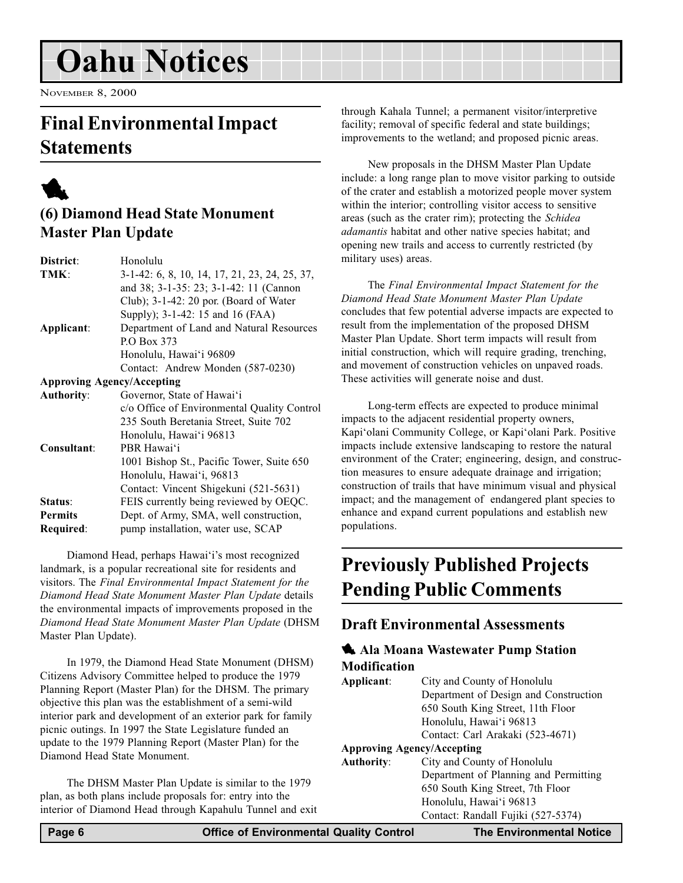# Oahu Notices

November 8, 2000

## Final Environmental Impact Statements

### (6) Diamond Head State Monument Master Plan Update

**District**: Honolulu

**TMK**: 3-1-42: 6, 8, 10, 14, 17, 21, 23, 24, 25, 37, and 38; 3-1-35: 23; 3-1-42: 11 (Cannon Club); 3-1-42: 20 por. (Board of Water Supply); 3-1-42: 15 and 16 (FAA)

**Applicant**: Department of Land and Natural Resources
P.O Box 373
Honolulu, Hawai'i 96809
Contact: Andrew Monden (587-0230)

**Approving Agency/Accepting Authority**: Governor, State of Hawai'i
c/o Office of Environmental Quality Control
235 South Beretania Street, Suite 702
Honolulu, Hawai'i 96813

**Consultant**: PBR Hawai'i
1001 Bishop St., Pacific Tower, Suite 650
Honolulu, Hawai'i, 96813
Contact: Vincent Shigekuni (521-5631)

**Status**: FEIS currently being reviewed by OEQC.

**Permits Required**: Dept. of Army, SMA, well construction, pump installation, water use, SCAP

Diamond Head, perhaps Hawai'i's most recognized landmark, is a popular recreational site for residents and visitors. The *Final Environmental Impact Statement for the Diamond Head State Monument Master Plan Update* details the environmental impacts of improvements proposed in the *Diamond Head State Monument Master Plan Update* (DHSM Master Plan Update).

In 1979, the Diamond Head State Monument (DHSM) Citizens Advisory Committee helped to produce the 1979 Planning Report (Master Plan) for the DHSM. The primary objective this plan was the establishment of a semi-wild interior park and development of an exterior park for family picnic outings. In 1997 the State Legislature funded an update to the 1979 Planning Report (Master Plan) for the Diamond Head State Monument.

The DHSM Master Plan Update is similar to the 1979 plan, as both plans include proposals for: entry into the interior of Diamond Head through Kapahulu Tunnel and exit through Kahala Tunnel; a permanent visitor/interpretive facility; removal of specific federal and state buildings; improvements to the wetland; and proposed picnic areas.

New proposals in the DHSM Master Plan Update include: a long range plan to move visitor parking to outside of the crater and establish a motorized people mover system within the interior; controlling visitor access to sensitive areas (such as the crater rim); protecting the *Schidea adamantis* habitat and other native species habitat; and opening new trails and access to currently restricted (by military uses) areas.

The *Final Environmental Impact Statement for the Diamond Head State Monument Master Plan Update* concludes that few potential adverse impacts are expected to result from the implementation of the proposed DHSM Master Plan Update. Short term impacts will result from initial construction, which will require grading, trenching, and movement of construction vehicles on unpaved roads. These activities will generate noise and dust.

Long-term effects are expected to produce minimal impacts to the adjacent residential property owners, Kapi'olani Community College, or Kapi'olani Park. Positive impacts include extensive landscaping to restore the natural environment of the Crater; engineering, design, and construction measures to ensure adequate drainage and irrigation; construction of trails that have minimum visual and physical impact; and the management of endangered plant species to enhance and expand current populations and establish new populations.

## Previously Published Projects Pending Public Comments

### Draft Environmental Assessments

#### Ala Moana Wastewater Pump Station Modification

**Applicant**: City and County of Honolulu
Department of Design and Construction
650 South King Street, 11th Floor
Honolulu, Hawai'i 96813
Contact: Carl Arakaki (523-4671)

**Approving Agency/Accepting Authority**: City and County of Honolulu
Department of Planning and Permitting
650 South King Street, 7th Floor
Honolulu, Hawai'i 96813
Contact: Randall Fujiki (527-5374)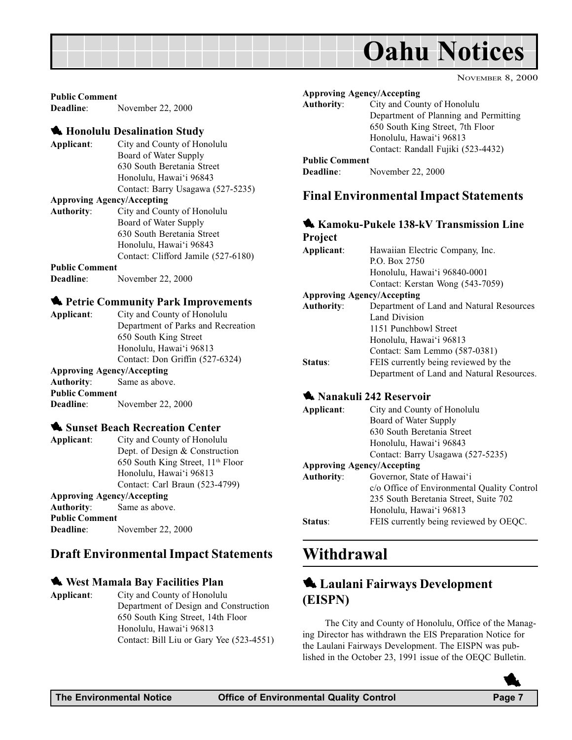# Oahu Notices

NOVEMBER 8, 2000

**Public Comment**
**Deadline**: November 22, 2000

### Honolulu Desalination Study

**Applicant**: City and County of Honolulu
Board of Water Supply
630 South Beretania Street
Honolulu, Hawai'i 96843
Contact: Barry Usagawa (527-5235)

**Approving Agency/Accepting**
**Authority**: City and County of Honolulu
Board of Water Supply
630 South Beretania Street
Honolulu, Hawai'i 96843
Contact: Clifford Jamile (527-6180)

**Public Comment**
**Deadline**: November 22, 2000

### Petrie Community Park Improvements

**Applicant**: City and County of Honolulu
Department of Parks and Recreation
650 South King Street
Honolulu, Hawai'i 96813
Contact: Don Griffin (527-6324)

**Approving Agency/Accepting**
**Authority**: Same as above.

**Public Comment**
**Deadline**: November 22, 2000

### Sunset Beach Recreation Center

**Applicant**: City and County of Honolulu
Dept. of Design & Construction
650 South King Street, 11th Floor
Honolulu, Hawai'i 96813
Contact: Carl Braun (523-4799)

**Approving Agency/Accepting**
**Authority**: Same as above.

**Public Comment**
**Deadline**: November 22, 2000

## Draft Environmental Impact Statements

### West Mamala Bay Facilities Plan

**Applicant**: City and County of Honolulu
Department of Design and Construction
650 South King Street, 14th Floor
Honolulu, Hawai'i 96813
Contact: Bill Liu or Gary Yee (523-4551)

**Approving Agency/Accepting**
**Authority**: City and County of Honolulu
Department of Planning and Permitting
650 South King Street, 7th Floor
Honolulu, Hawai'i 96813
Contact: Randall Fujiki (523-4432)

**Public Comment**
**Deadline**: November 22, 2000

## Final Environmental Impact Statements

### Kamoku-Pukele 138-kV Transmission Line Project

**Applicant**: Hawaiian Electric Company, Inc.
P.O. Box 2750
Honolulu, Hawai'i 96840-0001
Contact: Kerstan Wong (543-7059)

**Approving Agency/Accepting**
**Authority**: Department of Land and Natural Resources
Land Division
1151 Punchbowl Street
Honolulu, Hawai'i 96813
Contact: Sam Lemmo (587-0381)

**Status**: FEIS currently being reviewed by the Department of Land and Natural Resources.

### Nanakuli 242 Reservoir

**Applicant**: City and County of Honolulu
Board of Water Supply
630 South Beretania Street
Honolulu, Hawai'i 96843
Contact: Barry Usagawa (527-5235)

**Approving Agency/Accepting**
**Authority**: Governor, State of Hawai'i
c/o Office of Environmental Quality Control
235 South Beretania Street, Suite 702
Honolulu, Hawai'i 96813

**Status**: FEIS currently being reviewed by OEQC.

# Withdrawal

## Laulani Fairways Development (EISPN)

The City and County of Honolulu, Office of the Managing Director has withdrawn the EIS Preparation Notice for the Laulani Fairways Development. The EISPN was published in the October 23, 1991 issue of the OEQC Bulletin.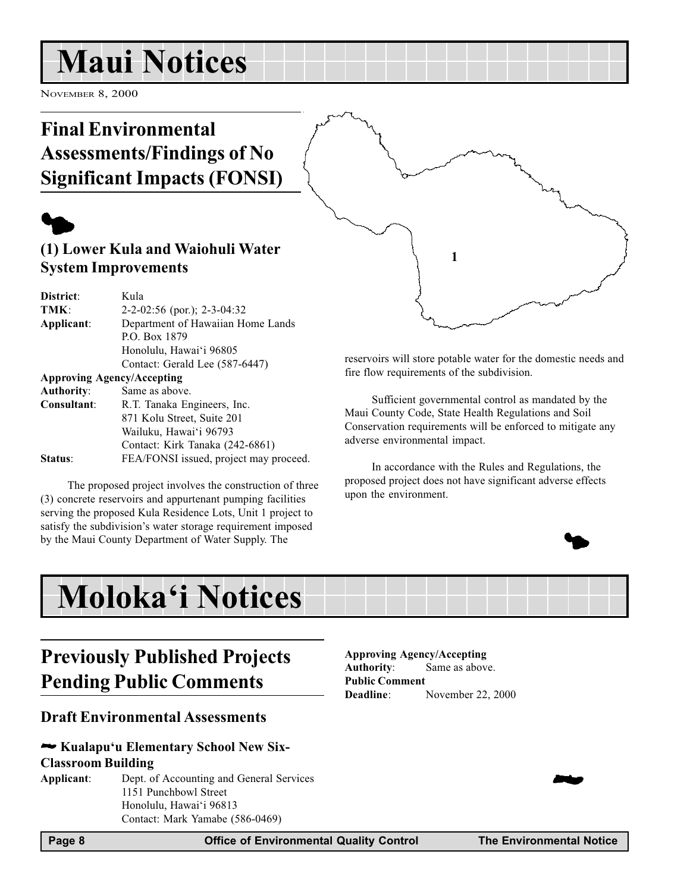# Maui Notices

November 8, 2000

## Final Environmental Assessments/Findings of No Significant Impacts (FONSI)

### (1) Lower Kula and Waiohuli Water System Improvements

**District**: Kula
**TMK**: 2-2-02:56 (por.); 2-3-04:32
**Applicant**: Department of Hawaiian Home Lands
P.O. Box 1879
Honolulu, Hawai'i 96805
Contact: Gerald Lee (587-6447)
**Approving Agency/Accepting Authority**: Same as above.
**Consultant**: R.T. Tanaka Engineers, Inc.
871 Kolu Street, Suite 201
Wailuku, Hawai'i 96793
Contact: Kirk Tanaka (242-6861)
**Status**: FEA/FONSI issued, project may proceed.

The proposed project involves the construction of three (3) concrete reservoirs and appurtenant pumping facilities serving the proposed Kula Residence Lots, Unit 1 project to satisfy the subdivision's water storage requirement imposed by the Maui County Department of Water Supply. The reservoirs will store potable water for the domestic needs and fire flow requirements of the subdivision.

Sufficient governmental control as mandated by the Maui County Code, State Health Regulations and Soil Conservation requirements will be enforced to mitigate any adverse environmental impact.

In accordance with the Rules and Regulations, the proposed project does not have significant adverse effects upon the environment.

# Moloka'i Notices

## Previously Published Projects Pending Public Comments

### Draft Environmental Assessments

#### Kualapu'u Elementary School New Six-Classroom Building

**Applicant**: Dept. of Accounting and General Services
1151 Punchbowl Street
Honolulu, Hawai'i 96813
Contact: Mark Yamabe (586-0469)
**Approving Agency/Accepting Authority**: Same as above.
**Public Comment Deadline**: November 22, 2000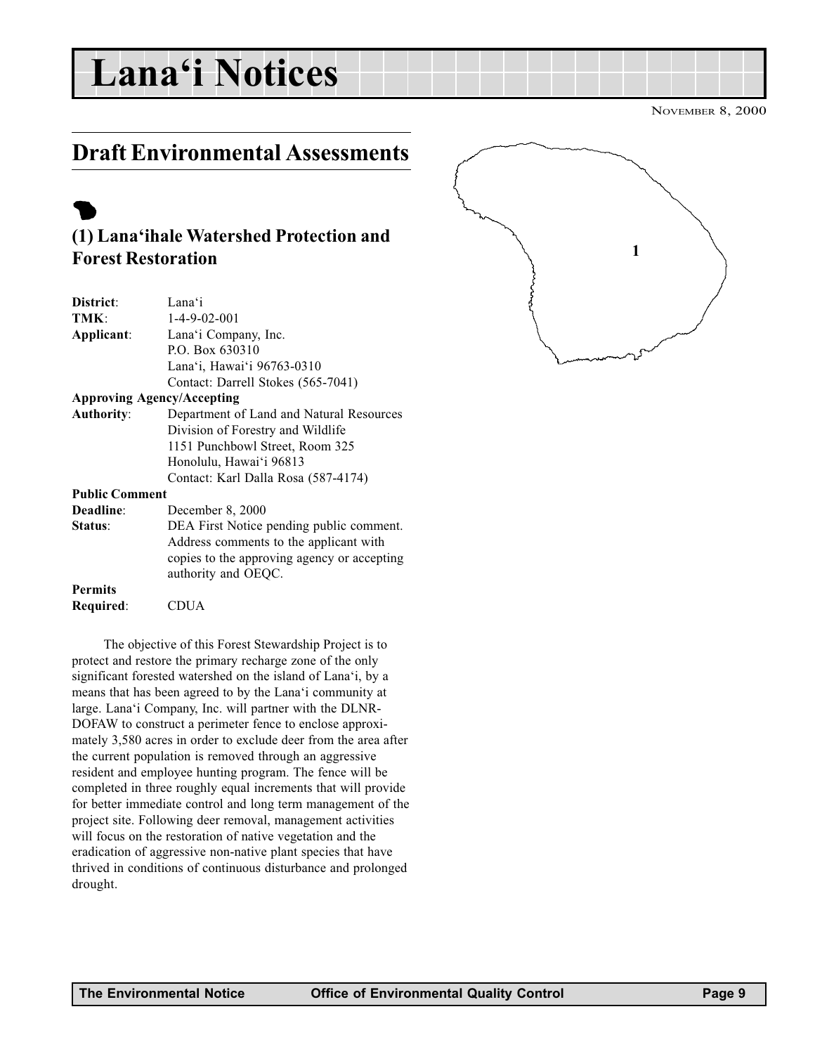# Lana'i Notices

November 8, 2000

## Draft Environmental Assessments

### (1) Lana'ihale Watershed Protection and Forest Restoration

**District**: Lana'i
**TMK**: 1-4-9-02-001
**Applicant**: Lana'i Company, Inc.
P.O. Box 630310
Lana'i, Hawai'i 96763-0310
Contact: Darrell Stokes (565-7041)
**Approving Agency/Accepting Authority**: Department of Land and Natural Resources
Division of Forestry and Wildlife
1151 Punchbowl Street, Room 325
Honolulu, Hawai'i 96813
Contact: Karl Dalla Rosa (587-4174)
**Public Comment Deadline**: December 8, 2000
**Status**: DEA First Notice pending public comment. Address comments to the applicant with copies to the approving agency or accepting authority and OEQC.
**Permits Required**: CDUA

The objective of this Forest Stewardship Project is to protect and restore the primary recharge zone of the only significant forested watershed on the island of Lana'i, by a means that has been agreed to by the Lana'i community at large. Lana'i Company, Inc. will partner with the DLNR-DOFAW to construct a perimeter fence to enclose approximately 3,580 acres in order to exclude deer from the area after the current population is removed through an aggressive resident and employee hunting program. The fence will be completed in three roughly equal increments that will provide for better immediate control and long term management of the project site. Following deer removal, management activities will focus on the restoration of native vegetation and the eradication of aggressive non-native plant species that have thrived in conditions of continuous disturbance and prolonged drought.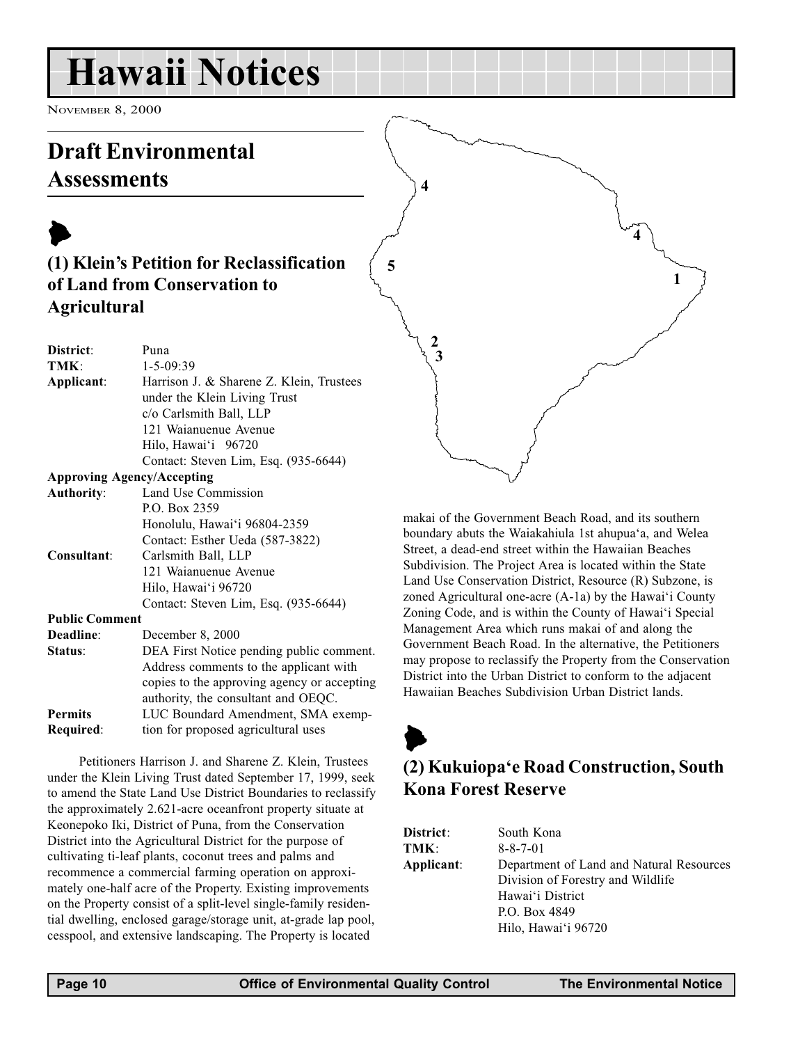# Hawaii Notices

NOVEMBER 8, 2000

## Draft Environmental Assessments

### (1) Klein's Petition for Reclassification of Land from Conservation to Agricultural

**District**: Puna
**TMK**: 1-5-09:39
**Applicant**: Harrison J. & Sharene Z. Klein, Trustees under the Klein Living Trust
c/o Carlsmith Ball, LLP
121 Waianuenue Avenue
Hilo, Hawai'i 96720
Contact: Steven Lim, Esq. (935-6644)

**Approving Agency/Accepting Authority**: Land Use Commission
P.O. Box 2359
Honolulu, Hawai'i 96804-2359
Contact: Esther Ueda (587-3822)

**Consultant**: Carlsmith Ball, LLP
121 Waianuenue Avenue
Hilo, Hawai'i 96720
Contact: Steven Lim, Esq. (935-6644)

**Public Comment Deadline**: December 8, 2000

**Status**: DEA First Notice pending public comment. Address comments to the applicant with copies to the approving agency or accepting authority, the consultant and OEQC.

**Permits Required**: LUC Boundard Amendment, SMA exemption for proposed agricultural uses

Petitioners Harrison J. and Sharene Z. Klein, Trustees under the Klein Living Trust dated September 17, 1999, seek to amend the State Land Use District Boundaries to reclassify the approximately 2.621-acre oceanfront property situate at Keonepoko Iki, District of Puna, from the Conservation District into the Agricultural District for the purpose of cultivating ti-leaf plants, coconut trees and palms and recommence a commercial farming operation on approximately one-half acre of the Property. Existing improvements on the Property consist of a split-level single-family residential dwelling, enclosed garage/storage unit, at-grade lap pool, cesspool, and extensive landscaping. The Property is located makai of the Government Beach Road, and its southern boundary abuts the Waiakahiula 1st ahupua'a, and Welea Street, a dead-end street within the Hawaiian Beaches Subdivision. The Project Area is located within the State Land Use Conservation District, Resource (R) Subzone, is zoned Agricultural one-acre (A-1a) by the Hawai'i County Zoning Code, and is within the County of Hawai'i Special Management Area which runs makai of and along the Government Beach Road. In the alternative, the Petitioners may propose to reclassify the Property from the Conservation District into the Urban District to conform to the adjacent Hawaiian Beaches Subdivision Urban District lands.

### (2) Kukuiopa'e Road Construction, South Kona Forest Reserve

**District**: South Kona
**TMK**: 8-8-7-01
**Applicant**: Department of Land and Natural Resources
Division of Forestry and Wildlife
Hawai'i District
P.O. Box 4849
Hilo, Hawai'i 96720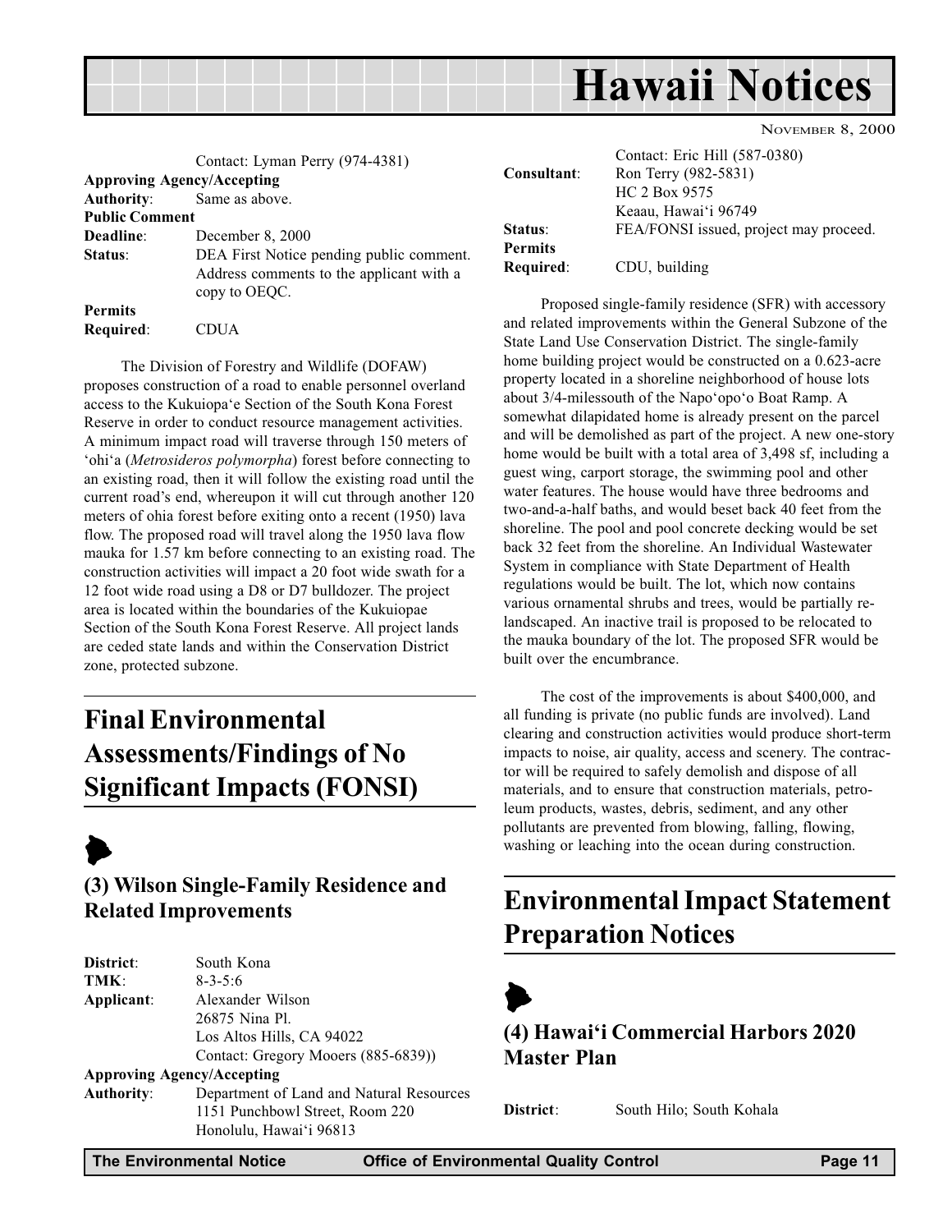Contact: Lyman Perry (974-4381)

**Approving Agency/Accepting Authority**: Same as above.

**Public Comment Deadline**: December 8, 2000

**Status**: DEA First Notice pending public comment. Address comments to the applicant with a copy to OEQC.

**Permits Required**: CDUA

The Division of Forestry and Wildlife (DOFAW) proposes construction of a road to enable personnel overland access to the Kukuiopa'e Section of the South Kona Forest Reserve in order to conduct resource management activities. A minimum impact road will traverse through 150 meters of 'ohi'a (*Metrosideros polymorpha*) forest before connecting to an existing road, then it will follow the existing road until the current road's end, whereupon it will cut through another 120 meters of ohia forest before exiting onto a recent (1950) lava flow. The proposed road will travel along the 1950 lava flow mauka for 1.57 km before connecting to an existing road. The construction activities will impact a 20 foot wide swath for a 12 foot wide road using a D8 or D7 bulldozer. The project area is located within the boundaries of the Kukuiopae Section of the South Kona Forest Reserve. All project lands are ceded state lands and within the Conservation District zone, protected subzone.

# Final Environmental Assessments/Findings of No Significant Impacts (FONSI)

## (3) Wilson Single-Family Residence and Related Improvements

**District**: South Kona

**TMK**: 8-3-5:6

**Applicant**: Alexander Wilson
26875 Nina Pl.
Los Altos Hills, CA 94022
Contact: Gregory Mooers (885-6839))

**Approving Agency/Accepting Authority**: Department of Land and Natural Resources
1151 Punchbowl Street, Room 220
Honolulu, Hawai'i 96813
Contact: Eric Hill (587-0380)

**Consultant**: Ron Terry (982-5831)
HC 2 Box 9575
Keaau, Hawai'i 96749

**Status**: FEA/FONSI issued, project may proceed.

**Permits Required**: CDU, building

Proposed single-family residence (SFR) with accessory and related improvements within the General Subzone of the State Land Use Conservation District. The single-family home building project would be constructed on a 0.623-acre property located in a shoreline neighborhood of house lots about 3/4-milessouth of the Napo'opo'o Boat Ramp. A somewhat dilapidated home is already present on the parcel and will be demolished as part of the project. A new one-story home would be built with a total area of 3,498 sf, including a guest wing, carport storage, the swimming pool and other water features. The house would have three bedrooms and two-and-a-half baths, and would beset back 40 feet from the shoreline. The pool and pool concrete decking would be set back 32 feet from the shoreline. An Individual Wastewater System in compliance with State Department of Health regulations would be built. The lot, which now contains various ornamental shrubs and trees, would be partially re-landscaped. An inactive trail is proposed to be relocated to the mauka boundary of the lot. The proposed SFR would be built over the encumbrance.

The cost of the improvements is about $400,000, and all funding is private (no public funds are involved). Land clearing and construction activities would produce short-term impacts to noise, air quality, access and scenery. The contractor will be required to safely demolish and dispose of all materials, and to ensure that construction materials, petroleum products, wastes, debris, sediment, and any other pollutants are prevented from blowing, falling, flowing, washing or leaching into the ocean during construction.

# Environmental Impact Statement Preparation Notices

## (4) Hawai'i Commercial Harbors 2020 Master Plan

**District**: South Hilo; South Kohala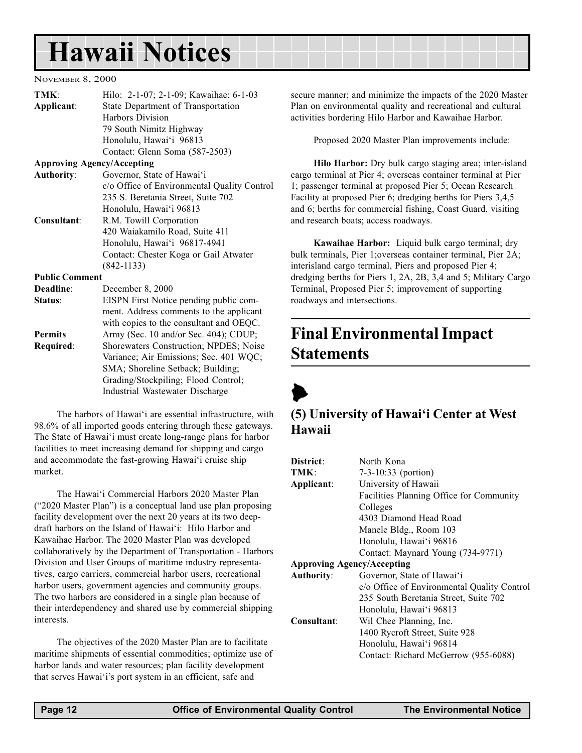| | |
|---|---|
| **TMK**: | Hilo: 2-1-07; 2-1-09; Kawaihae: 6-1-03 |
| **Applicant**: | State Department of Transportation<br>Harbors Division<br>79 South Nimitz Highway<br>Honolulu, Hawai'i 96813<br>Contact: Glenn Soma (587-2503) |
| **Approving Agency/Accepting Authority**: | Governor, State of Hawai'i<br>c/o Office of Environmental Quality Control<br>235 S. Beretania Street, Suite 702<br>Honolulu, Hawai'i 96813 |
| **Consultant**: | R.M. Towill Corporation<br>420 Waiakamilo Road, Suite 411<br>Honolulu, Hawai'i 96817-4941<br>Contact: Chester Koga or Gail Atwater (842-1133) |
| **Public Comment Deadline**: | December 8, 2000 |
| **Status**: | EISPN First Notice pending public comment. Address comments to the applicant with copies to the consultant and OEQC. |
| **Permits Required**: | Army (Sec. 10 and/or Sec. 404); CDUP; Shorewaters Construction; NPDES; Noise Variance; Air Emissions; Sec. 401 WQC; SMA; Shoreline Setback; Building; Grading/Stockpiling; Flood Control; Industrial Wastewater Discharge |

The harbors of Hawai'i are essential infrastructure, with 98.6% of all imported goods entering through these gateways. The State of Hawai'i must create long-range plans for harbor facilities to meet increasing demand for shipping and cargo and accommodate the fast-growing Hawai'i cruise ship market.

The Hawai'i Commercial Harbors 2020 Master Plan ("2020 Master Plan") is a conceptual land use plan proposing facility development over the next 20 years at its two deep-draft harbors on the Island of Hawai'i: Hilo Harbor and Kawaihae Harbor. The 2020 Master Plan was developed collaboratively by the Department of Transportation - Harbors Division and User Groups of maritime industry representatives, cargo carriers, commercial harbor users, recreational harbor users, government agencies and community groups. The two harbors are considered in a single plan because of their interdependency and shared use by commercial shipping interests.

The objectives of the 2020 Master Plan are to facilitate maritime shipments of essential commodities; optimize use of harbor lands and water resources; plan facility development that serves Hawai'i's port system in an efficient, safe and secure manner; and minimize the impacts of the 2020 Master Plan on environmental quality and recreational and cultural activities bordering Hilo Harbor and Kawaihae Harbor.

Proposed 2020 Master Plan improvements include:

**Hilo Harbor:** Dry bulk cargo staging area; inter-island cargo terminal at Pier 4; overseas container terminal at Pier 1; passenger terminal at proposed Pier 5; Ocean Research Facility at proposed Pier 6; dredging berths for Piers 3,4,5 and 6; berths for commercial fishing, Coast Guard, visiting and research boats; access roadways.

**Kawaihae Harbor:** Liquid bulk cargo terminal; dry bulk terminals, Pier 1;overseas container terminal, Pier 2A; interisland cargo terminal, Piers and proposed Pier 4; dredging berths for Piers 1, 2A, 2B, 3,4 and 5; Military Cargo Terminal, Proposed Pier 5; improvement of supporting roadways and intersections.

# Final Environmental Impact Statements

## (5) University of Hawai'i Center at West Hawaii

| | |
|---|---|
| **District**: | North Kona |
| **TMK**: | 7-3-10:33 (portion) |
| **Applicant**: | University of Hawaii<br>Facilities Planning Office for Community Colleges<br>4303 Diamond Head Road<br>Manele Bldg., Room 103<br>Honolulu, Hawai'i 96816<br>Contact: Maynard Young (734-9771) |
| **Approving Agency/Accepting Authority**: | Governor, State of Hawai'i<br>c/o Office of Environmental Quality Control<br>235 South Beretania Street, Suite 702<br>Honolulu, Hawai'i 96813 |
| **Consultant**: | Wil Chee Planning, Inc.<br>1400 Rycroft Street, Suite 928<br>Honolulu, Hawai'i 96814<br>Contact: Richard McGerrow (955-6088) |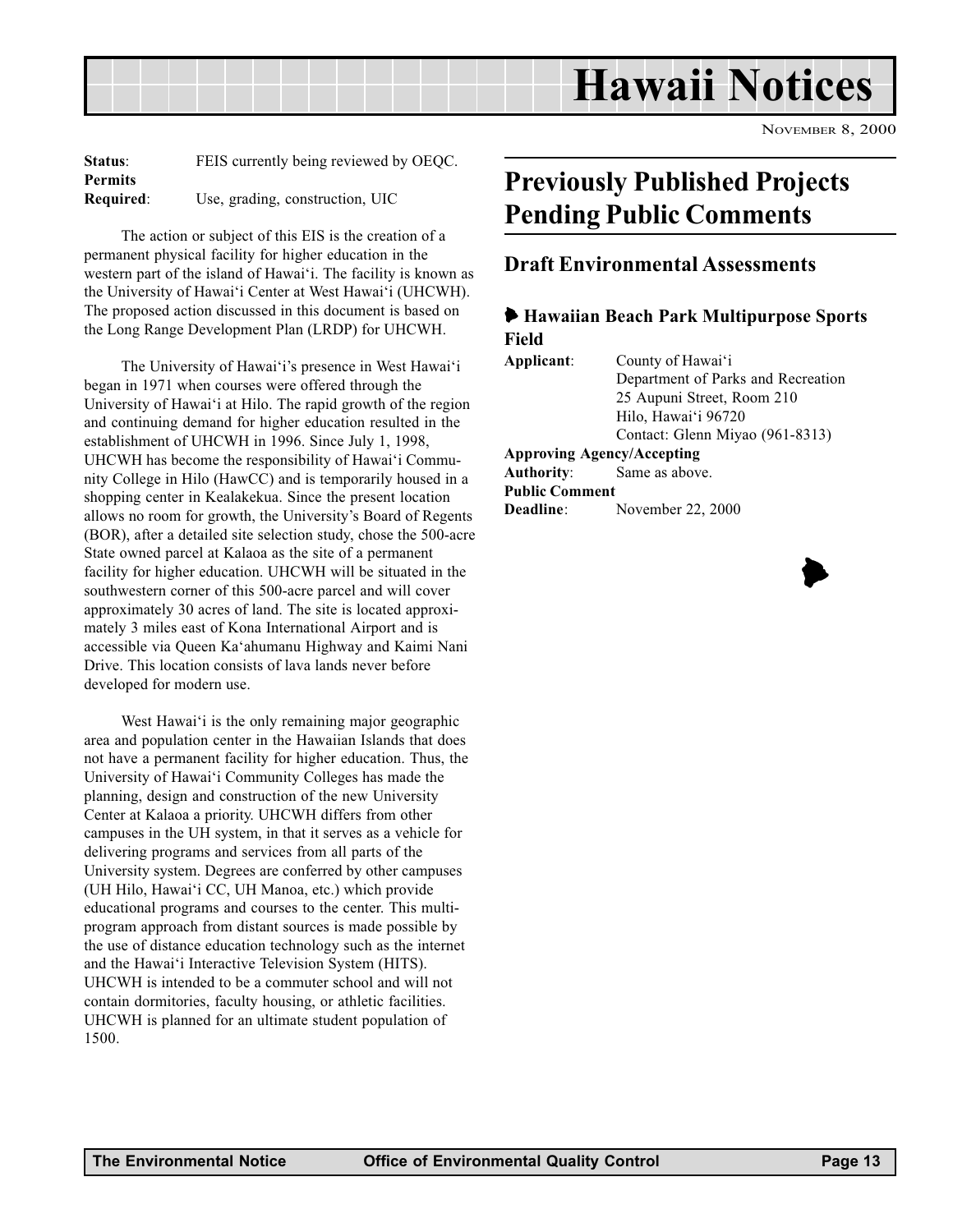**Status**: FEIS currently being reviewed by OEQC.
**Permits Required**: Use, grading, construction, UIC

The action or subject of this EIS is the creation of a permanent physical facility for higher education in the western part of the island of Hawai‘i. The facility is known as the University of Hawai‘i Center at West Hawai‘i (UHCWH). The proposed action discussed in this document is based on the Long Range Development Plan (LRDP) for UHCWH.

The University of Hawai‘i's presence in West Hawai‘i began in 1971 when courses were offered through the University of Hawai‘i at Hilo. The rapid growth of the region and continuing demand for higher education resulted in the establishment of UHCWH in 1996. Since July 1, 1998, UHCWH has become the responsibility of Hawai‘i Community College in Hilo (HawCC) and is temporarily housed in a shopping center in Kealakekua. Since the present location allows no room for growth, the University's Board of Regents (BOR), after a detailed site selection study, chose the 500-acre State owned parcel at Kalaoa as the site of a permanent facility for higher education. UHCWH will be situated in the southwestern corner of this 500-acre parcel and will cover approximately 30 acres of land. The site is located approximately 3 miles east of Kona International Airport and is accessible via Queen Ka‘ahumanu Highway and Kaimi Nani Drive. This location consists of lava lands never before developed for modern use.

West Hawai‘i is the only remaining major geographic area and population center in the Hawaiian Islands that does not have a permanent facility for higher education. Thus, the University of Hawai‘i Community Colleges has made the planning, design and construction of the new University Center at Kalaoa a priority. UHCWH differs from other campuses in the UH system, in that it serves as a vehicle for delivering programs and services from all parts of the University system. Degrees are conferred by other campuses (UH Hilo, Hawai‘i CC, UH Manoa, etc.) which provide educational programs and courses to the center. This multi-program approach from distant sources is made possible by the use of distance education technology such as the internet and the Hawai‘i Interactive Television System (HITS). UHCWH is intended to be a commuter school and will not contain dormitories, faculty housing, or athletic facilities. UHCWH is planned for an ultimate student population of 1500.

## Previously Published Projects Pending Public Comments

### Draft Environmental Assessments

#### Hawaiian Beach Park Multipurpose Sports Field

**Applicant**: County of Hawai‘i
Department of Parks and Recreation
25 Aupuni Street, Room 210
Hilo, Hawai‘i 96720
Contact: Glenn Miyao (961-8313)

**Approving Agency/Accepting Authority**: Same as above.

**Public Comment Deadline**: November 22, 2000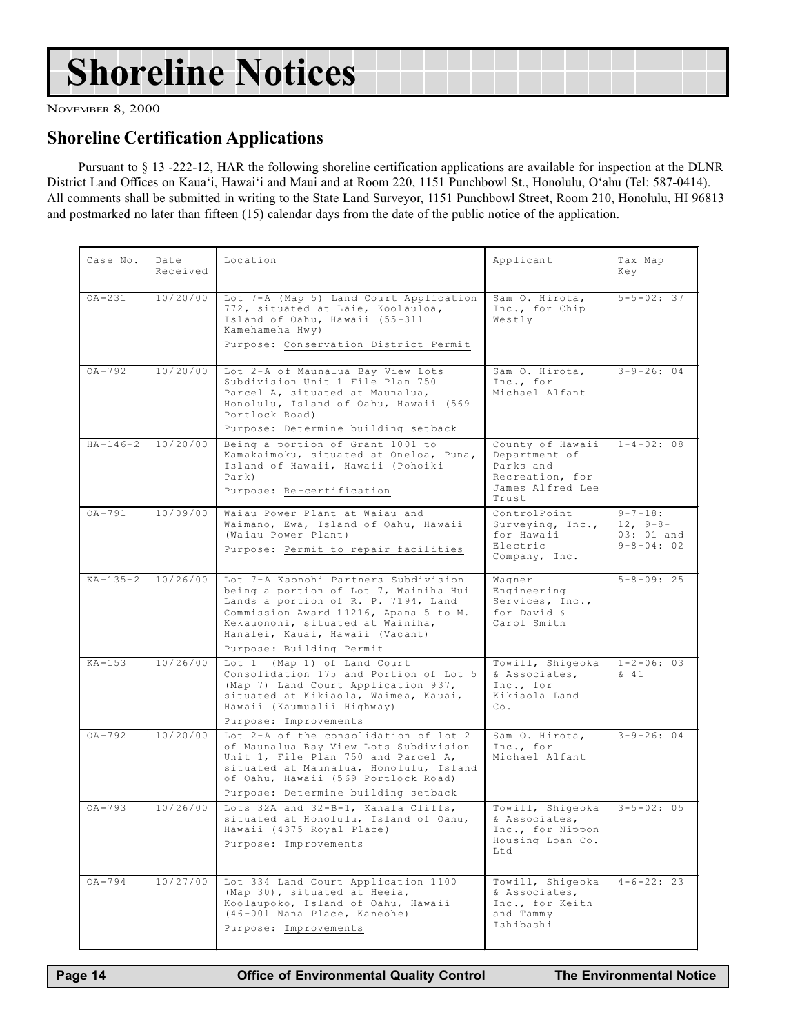# Shoreline Notices

November 8, 2000

## Shoreline Certification Applications

Pursuant to § 13 -222-12, HAR the following shoreline certification applications are available for inspection at the DLNR District Land Offices on Kaua'i, Hawai'i and Maui and at Room 220, 1151 Punchbowl St., Honolulu, O'ahu (Tel: 587-0414). All comments shall be submitted in writing to the State Land Surveyor, 1151 Punchbowl Street, Room 210, Honolulu, HI 96813 and postmarked no later than fifteen (15) calendar days from the date of the public notice of the application.

| Case No. | Date Received | Location | Applicant | Tax Map Key |
|---|---|---|---|---|
| OA-231 | 10/20/00 | Lot 7-A (Map 5) Land Court Application 772, situated at Laie, Koolauloa, Island of Oahu, Hawaii (55-311 Kamehameha Hwy)<br>Purpose: Conservation District Permit | Sam O. Hirota, Inc., for Chip Westly | 5-5-02: 37 |
| OA-792 | 10/20/00 | Lot 2-A of Maunalua Bay View Lots Subdivision Unit 1 File Plan 750 Parcel A, situated at Maunalua, Honolulu, Island of Oahu, Hawaii (569 Portlock Road)<br>Purpose: Determine building setback | Sam O. Hirota, Inc., for Michael Alfant | 3-9-26: 04 |
| HA-146-2 | 10/20/00 | Being a portion of Grant 1001 to Kamakaimoku, situated at Oneloa, Puna, Island of Hawaii, Hawaii (Pohoiki Park)<br>Purpose: Re-certification | County of Hawaii Department of Parks and Recreation, for James Alfred Lee Trust | 1-4-02: 08 |
| OA-791 | 10/09/00 | Waiau Power Plant at Waiau and Waimano, Ewa, Island of Oahu, Hawaii (Waiau Power Plant)<br>Purpose: Permit to repair facilities | ControlPoint Surveying, Inc., for Hawaii Electric Company, Inc. | 9-7-18: 12, 9-8-03: 01 and 9-8-04: 02 |
| KA-135-2 | 10/26/00 | Lot 7-A Kaonohi Partners Subdivision being a portion of Lot 7, Wainiha Hui Lands a portion of R. P. 7194, Land Commission Award 11216, Apana 5 to M. Kekauonohi, situated at Wainiha, Hanalei, Kauai, Hawaii (Vacant)<br>Purpose: Building Permit | Wagner Engineering Services, Inc., for David & Carol Smith | 5-8-09: 25 |
| KA-153 | 10/26/00 | Lot 1 (Map 1) of Land Court Consolidation 175 and Portion of Lot 5 (Map 7) Land Court Application 937, situated at Kikiaola, Waimea, Kauai, Hawaii (Kaumualii Highway)<br>Purpose: Improvements | Towill, Shigeoka & Associates, Inc., for Kikiaola Land Co. | 1-2-06: 03 & 41 |
| OA-792 | 10/20/00 | Lot 2-A of the consolidation of lot 2 of Maunalua Bay View Lots Subdivision Unit 1, File Plan 750 and Parcel A, situated at Maunalua, Honolulu, Island of Oahu, Hawaii (569 Portlock Road)<br>Purpose: Determine building setback | Sam O. Hirota, Inc., for Michael Alfant | 3-9-26: 04 |
| OA-793 | 10/26/00 | Lots 32A and 32-B-1, Kahala Cliffs, situated at Honolulu, Island of Oahu, Hawaii (4375 Royal Place)<br>Purpose: Improvements | Towill, Shigeoka & Associates, Inc., for Nippon Housing Loan Co. Ltd | 3-5-02: 05 |
| OA-794 | 10/27/00 | Lot 334 Land Court Application 1100 (Map 30), situated at Heeia, Koolaupoko, Island of Oahu, Hawaii (46-001 Nana Place, Kaneohe)<br>Purpose: Improvements | Towill, Shigeoka & Associates, Inc., for Keith and Tammy Ishibashi | 4-6-22: 23 |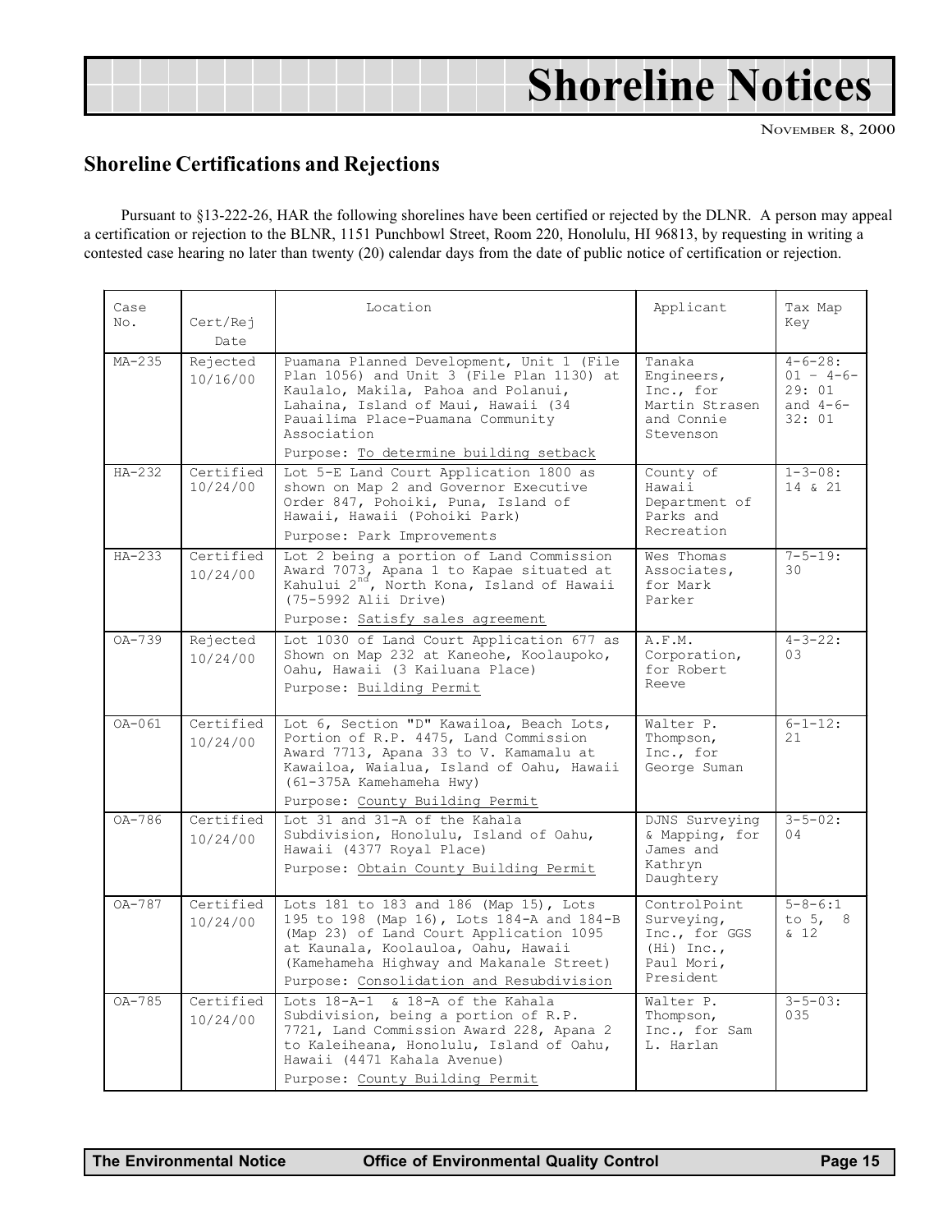# Shoreline Notices

NOVEMBER 8, 2000

## Shoreline Certifications and Rejections

Pursuant to §13-222-26, HAR the following shorelines have been certified or rejected by the DLNR. A person may appeal a certification or rejection to the BLNR, 1151 Punchbowl Street, Room 220, Honolulu, HI 96813, by requesting in writing a contested case hearing no later than twenty (20) calendar days from the date of public notice of certification or rejection.

| Case No. | Cert/Rej Date | Location | Applicant | Tax Map Key |
|---|---|---|---|---|
| MA-235 | Rejected 10/16/00 | Puamana Planned Development, Unit 1 (File Plan 1056) and Unit 3 (File Plan 1130) at Kaulalo, Makila, Pahoa and Polanui, Lahaina, Island of Maui, Hawaii (34 Pauailima Place-Puamana Community Association<br>Purpose: To determine building setback | Tanaka Engineers, Inc., for Martin Strasen and Connie Stevenson | 4-6-28: 01 – 4-6-29: 01 and 4-6-32: 01 |
| HA-232 | Certified 10/24/00 | Lot 5-E Land Court Application 1800 as shown on Map 2 and Governor Executive Order 847, Pohoiki, Puna, Island of Hawaii, Hawaii (Pohoiki Park)<br>Purpose: Park Improvements | County of Hawaii Department of Parks and Recreation | 1-3-08: 14 & 21 |
| HA-233 | Certified 10/24/00 | Lot 2 being a portion of Land Commission Award 7073, Apana 1 to Kapae situated at Kahului 2nd, North Kona, Island of Hawaii (75-5992 Alii Drive)<br>Purpose: Satisfy sales agreement | Wes Thomas Associates, for Mark Parker | 7-5-19: 30 |
| OA-739 | Rejected 10/24/00 | Lot 1030 of Land Court Application 677 as Shown on Map 232 at Kaneohe, Koolaupoko, Oahu, Hawaii (3 Kailuana Place)<br>Purpose: Building Permit | A.F.M. Corporation, for Robert Reeve | 4-3-22: 03 |
| OA-061 | Certified 10/24/00 | Lot 6, Section "D" Kawailoa, Beach Lots, Portion of R.P. 4475, Land Commission Award 7713, Apana 33 to V. Kamamalu at Kawailoa, Waialua, Island of Oahu, Hawaii (61-375A Kamehameha Hwy)<br>Purpose: County Building Permit | Walter P. Thompson, Inc., for George Suman | 6-1-12: 21 |
| OA-786 | Certified 10/24/00 | Lot 31 and 31-A of the Kahala Subdivision, Honolulu, Island of Oahu, Hawaii (4377 Royal Place)<br>Purpose: Obtain County Building Permit | DJNS Surveying & Mapping, for James and Kathryn Daughtery | 3-5-02: 04 |
| OA-787 | Certified 10/24/00 | Lots 181 to 183 and 186 (Map 15), Lots 195 to 198 (Map 16), Lots 184-A and 184-B (Map 23) of Land Court Application 1095 at Kaunala, Koolauloa, Oahu, Hawaii (Kamehameha Highway and Makanale Street)<br>Purpose: Consolidation and Resubdivision | ControlPoint Surveying, Inc., for GGS (Hi) Inc., Paul Mori, President | 5-8-6:1 to 5, 8 & 12 |
| OA-785 | Certified 10/24/00 | Lots 18-A-1 & 18-A of the Kahala Subdivision, being a portion of R.P. 7721, Land Commission Award 228, Apana 2 to Kaleiheana, Honolulu, Island of Oahu, Hawaii (4471 Kahala Avenue)<br>Purpose: County Building Permit | Walter P. Thompson, Inc., for Sam L. Harlan | 3-5-03: 035 |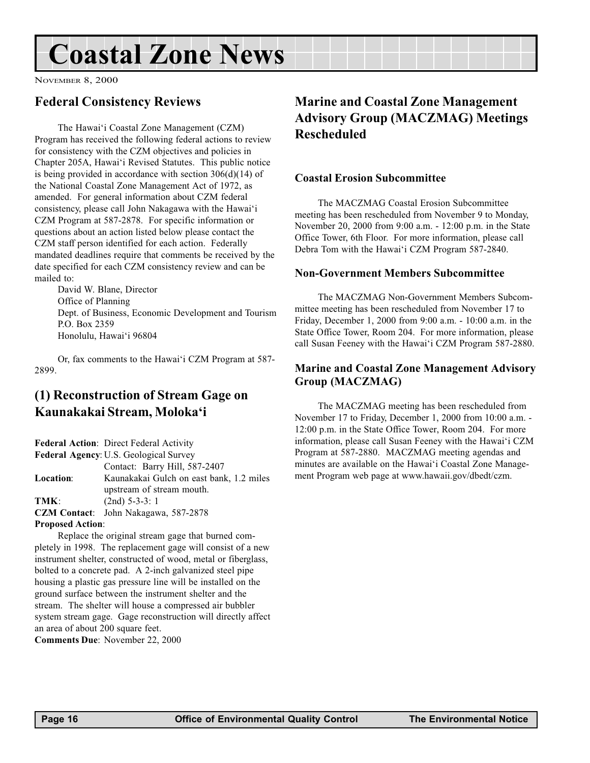# Coastal Zone News

NOVEMBER 8, 2000

## Federal Consistency Reviews

The Hawai'i Coastal Zone Management (CZM) Program has received the following federal actions to review for consistency with the CZM objectives and policies in Chapter 205A, Hawai'i Revised Statutes. This public notice is being provided in accordance with section 306(d)(14) of the National Coastal Zone Management Act of 1972, as amended. For general information about CZM federal consistency, please call John Nakagawa with the Hawai'i CZM Program at 587-2878. For specific information or questions about an action listed below please contact the CZM staff person identified for each action. Federally mandated deadlines require that comments be received by the date specified for each CZM consistency review and can be mailed to:

David W. Blane, Director
Office of Planning
Dept. of Business, Economic Development and Tourism
P.O. Box 2359
Honolulu, Hawai'i 96804

Or, fax comments to the Hawai'i CZM Program at 587-2899.

## (1) Reconstruction of Stream Gage on Kaunakakai Stream, Moloka'i

**Federal Action**: Direct Federal Activity
**Federal Agency**: U.S. Geological Survey
Contact: Barry Hill, 587-2407
**Location**: Kaunakakai Gulch on east bank, 1.2 miles upstream of stream mouth.
**TMK**: (2nd) 5-3-3: 1
**CZM Contact**: John Nakagawa, 587-2878
**Proposed Action**:

Replace the original stream gage that burned completely in 1998. The replacement gage will consist of a new instrument shelter, constructed of wood, metal or fiberglass, bolted to a concrete pad. A 2-inch galvanized steel pipe housing a plastic gas pressure line will be installed on the ground surface between the instrument shelter and the stream. The shelter will house a compressed air bubbler system stream gage. Gage reconstruction will directly affect an area of about 200 square feet.

**Comments Due**: November 22, 2000

## Marine and Coastal Zone Management Advisory Group (MACZMAG) Meetings Rescheduled

### Coastal Erosion Subcommittee

The MACZMAG Coastal Erosion Subcommittee meeting has been rescheduled from November 9 to Monday, November 20, 2000 from 9:00 a.m. - 12:00 p.m. in the State Office Tower, 6th Floor. For more information, please call Debra Tom with the Hawai'i CZM Program 587-2840.

### Non-Government Members Subcommittee

The MACZMAG Non-Government Members Subcommittee meeting has been rescheduled from November 17 to Friday, December 1, 2000 from 9:00 a.m. - 10:00 a.m. in the State Office Tower, Room 204. For more information, please call Susan Feeney with the Hawai'i CZM Program 587-2880.

### Marine and Coastal Zone Management Advisory Group (MACZMAG)

The MACZMAG meeting has been rescheduled from November 17 to Friday, December 1, 2000 from 10:00 a.m. - 12:00 p.m. in the State Office Tower, Room 204. For more information, please call Susan Feeney with the Hawai'i CZM Program at 587-2880. MACZMAG meeting agendas and minutes are available on the Hawai'i Coastal Zone Management Program web page at www.hawaii.gov/dbedt/czm.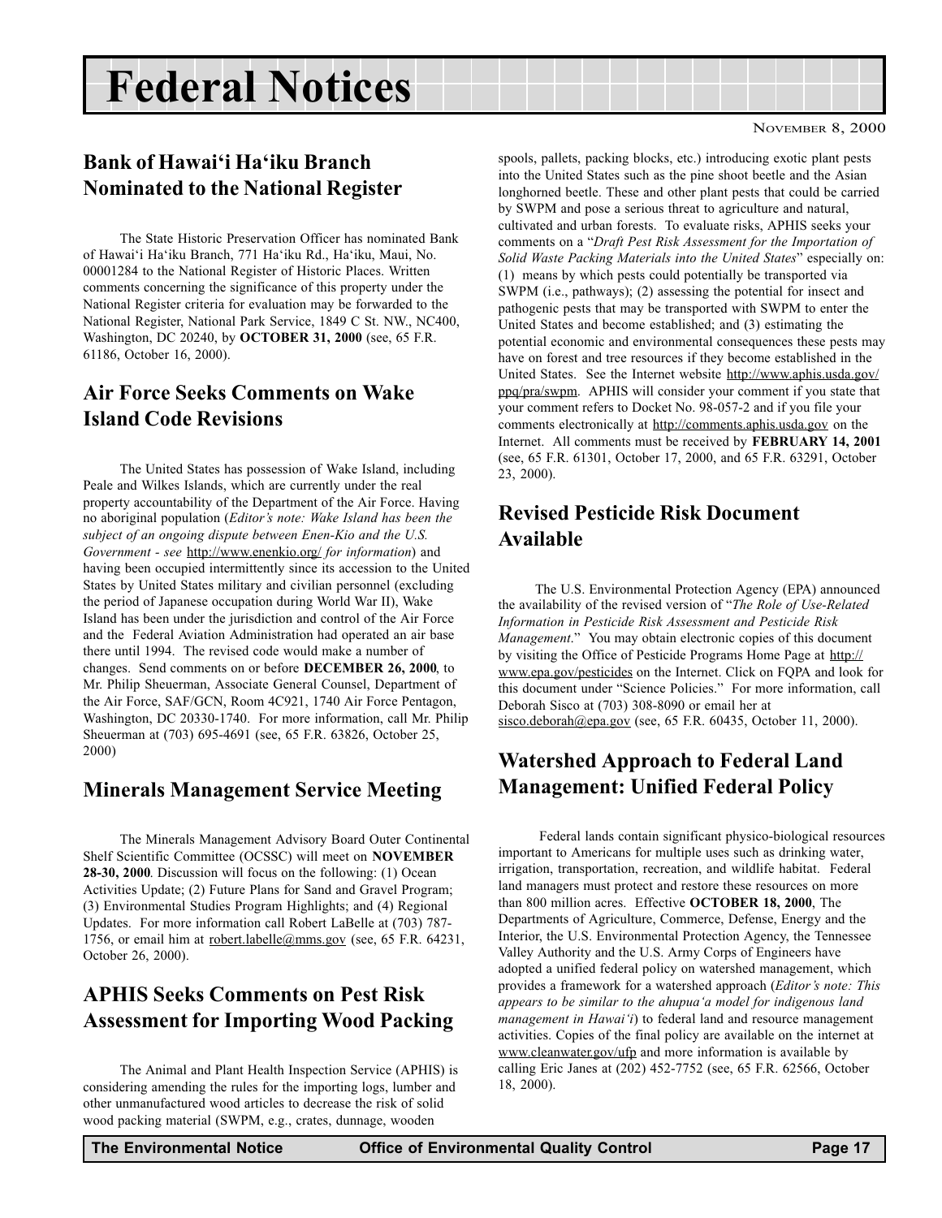# Federal Notices

NOVEMBER 8, 2000

## Bank of Hawai'i Ha'iku Branch Nominated to the National Register

The State Historic Preservation Officer has nominated Bank of Hawai'i Ha'iku Branch, 771 Ha'iku Rd., Ha'iku, Maui, No. 00001284 to the National Register of Historic Places. Written comments concerning the significance of this property under the National Register criteria for evaluation may be forwarded to the National Register, National Park Service, 1849 C St. NW., NC400, Washington, DC 20240, by **OCTOBER 31, 2000** (see, 65 F.R. 61186, October 16, 2000).

## Air Force Seeks Comments on Wake Island Code Revisions

The United States has possession of Wake Island, including Peale and Wilkes Islands, which are currently under the real property accountability of the Department of the Air Force. Having no aboriginal population (*Editor's note: Wake Island has been the subject of an ongoing dispute between Enen-Kio and the U.S. Government - see* http://www.enenkio.org/ *for information*) and having been occupied intermittently since its accession to the United States by United States military and civilian personnel (excluding the period of Japanese occupation during World War II), Wake Island has been under the jurisdiction and control of the Air Force and the Federal Aviation Administration had operated an air base there until 1994. The revised code would make a number of changes. Send comments on or before **DECEMBER 26, 2000**, to Mr. Philip Sheuerman, Associate General Counsel, Department of the Air Force, SAF/GCN, Room 4C921, 1740 Air Force Pentagon, Washington, DC 20330-1740. For more information, call Mr. Philip Sheuerman at (703) 695-4691 (see, 65 F.R. 63826, October 25, 2000)

## Minerals Management Service Meeting

The Minerals Management Advisory Board Outer Continental Shelf Scientific Committee (OCSSC) will meet on **NOVEMBER 28-30, 2000**. Discussion will focus on the following: (1) Ocean Activities Update; (2) Future Plans for Sand and Gravel Program; (3) Environmental Studies Program Highlights; and (4) Regional Updates. For more information call Robert LaBelle at (703) 787-1756, or email him at robert.labelle@mms.gov (see, 65 F.R. 64231, October 26, 2000).

## APHIS Seeks Comments on Pest Risk Assessment for Importing Wood Packing

The Animal and Plant Health Inspection Service (APHIS) is considering amending the rules for the importing logs, lumber and other unmanufactured wood articles to decrease the risk of solid wood packing material (SWPM, e.g., crates, dunnage, wooden spools, pallets, packing blocks, etc.) introducing exotic plant pests into the United States such as the pine shoot beetle and the Asian longhorned beetle. These and other plant pests that could be carried by SWPM and pose a serious threat to agriculture and natural, cultivated and urban forests. To evaluate risks, APHIS seeks your comments on a "*Draft Pest Risk Assessment for the Importation of Solid Waste Packing Materials into the United States*" especially on: (1) means by which pests could potentially be transported via SWPM (i.e., pathways); (2) assessing the potential for insect and pathogenic pests that may be transported with SWPM to enter the United States and become established; and (3) estimating the potential economic and environmental consequences these pests may have on forest and tree resources if they become established in the United States. See the Internet website http://www.aphis.usda.gov/ppq/pra/swpm. APHIS will consider your comment if you state that your comment refers to Docket No. 98-057-2 and if you file your comments electronically at http://comments.aphis.usda.gov on the Internet. All comments must be received by **FEBRUARY 14, 2001** (see, 65 F.R. 61301, October 17, 2000, and 65 F.R. 63291, October 23, 2000).

## Revised Pesticide Risk Document Available

The U.S. Environmental Protection Agency (EPA) announced the availability of the revised version of "*The Role of Use-Related Information in Pesticide Risk Assessment and Pesticide Risk Management*." You may obtain electronic copies of this document by visiting the Office of Pesticide Programs Home Page at http://www.epa.gov/pesticides on the Internet. Click on FQPA and look for this document under "Science Policies." For more information, call Deborah Sisco at (703) 308-8090 or email her at sisco.deborah@epa.gov (see, 65 F.R. 60435, October 11, 2000).

## Watershed Approach to Federal Land Management: Unified Federal Policy

Federal lands contain significant physico-biological resources important to Americans for multiple uses such as drinking water, irrigation, transportation, recreation, and wildlife habitat. Federal land managers must protect and restore these resources on more than 800 million acres. Effective **OCTOBER 18, 2000**, The Departments of Agriculture, Commerce, Defense, Energy and the Interior, the U.S. Environmental Protection Agency, the Tennessee Valley Authority and the U.S. Army Corps of Engineers have adopted a unified federal policy on watershed management, which provides a framework for a watershed approach (*Editor's note: This appears to be similar to the ahupua'a model for indigenous land management in Hawai'i*) to federal land and resource management activities. Copies of the final policy are available on the internet at www.cleanwater.gov/ufp and more information is available by calling Eric Janes at (202) 452-7752 (see, 65 F.R. 62566, October 18, 2000).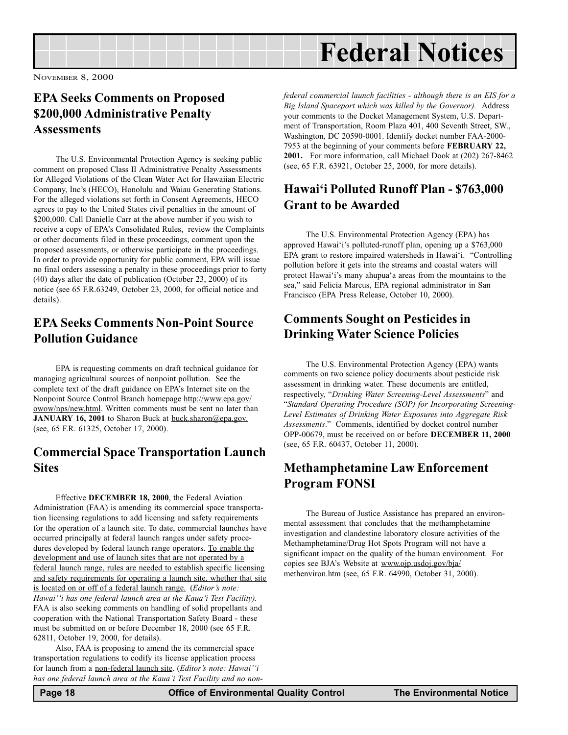# Federal Notices

NOVEMBER 8, 2000

## EPA Seeks Comments on Proposed $200,000 Administrative Penalty Assessments

The U.S. Environmental Protection Agency is seeking public comment on proposed Class II Administrative Penalty Assessments for Alleged Violations of the Clean Water Act for Hawaiian Electric Company, Inc's (HECO), Honolulu and Waiau Generating Stations. For the alleged violations set forth in Consent Agreements, HECO agrees to pay to the United States civil penalties in the amount of $200,000. Call Danielle Carr at the above number if you wish to receive a copy of EPA's Consolidated Rules, review the Complaints or other documents filed in these proceedings, comment upon the proposed assessments, or otherwise participate in the proceedings. In order to provide opportunity for public comment, EPA will issue no final orders assessing a penalty in these proceedings prior to forty (40) days after the date of publication (October 23, 2000) of its notice (see 65 F.R.63249, October 23, 2000, for official notice and details).

## EPA Seeks Comments Non-Point Source Pollution Guidance

EPA is requesting comments on draft technical guidance for managing agricultural sources of nonpoint pollution. See the complete text of the draft guidance on EPA's Internet site on the Nonpoint Source Control Branch homepage http://www.epa.gov/owow/nps/new.html. Written comments must be sent no later than **JANUARY 16, 2001** to Sharon Buck at buck.sharon@epa.gov. (see, 65 F.R. 61325, October 17, 2000).

## Commercial Space Transportation Launch Sites

Effective **DECEMBER 18, 2000**, the Federal Aviation Administration (FAA) is amending its commercial space transportation licensing regulations to add licensing and safety requirements for the operation of a launch site. To date, commercial launches have occurred principally at federal launch ranges under safety procedures developed by federal launch range operators. To enable the development and use of launch sites that are not operated by a federal launch range, rules are needed to establish specific licensing and safety requirements for operating a launch site, whether that site is located on or off of a federal launch range. (*Editor's note: Hawai'i has one federal launch area at the Kaua'i Test Facility).* FAA is also seeking comments on handling of solid propellants and cooperation with the National Transportation Safety Board - these must be submitted on or before December 18, 2000 (see 65 F.R. 62811, October 19, 2000, for details).

Also, FAA is proposing to amend the its commercial space transportation regulations to codify its license application process for launch from a non-federal launch site. (*Editor's note: Hawai'i has one federal launch area at the Kaua'i Test Facility and no non-federal commercial launch facilities - although there is an EIS for a Big Island Spaceport which was killed by the Governor).* Address your comments to the Docket Management System, U.S. Department of Transportation, Room Plaza 401, 400 Seventh Street, SW., Washington, DC 20590-0001. Identify docket number FAA-2000-7953 at the beginning of your comments before **FEBRUARY 22, 2001.** For more information, call Michael Dook at (202) 267-8462 (see, 65 F.R. 63921, October 25, 2000, for more details).

## Hawai'i Polluted Runoff Plan - $763,000 Grant to be Awarded

The U.S. Environmental Protection Agency (EPA) has approved Hawai'i's polluted-runoff plan, opening up a $763,000 EPA grant to restore impaired watersheds in Hawai'i. "Controlling pollution before it gets into the streams and coastal waters will protect Hawai'i's many ahupua'a areas from the mountains to the sea," said Felicia Marcus, EPA regional administrator in San Francisco (EPA Press Release, October 10, 2000).

## Comments Sought on Pesticides in Drinking Water Science Policies

The U.S. Environmental Protection Agency (EPA) wants comments on two science policy documents about pesticide risk assessment in drinking water. These documents are entitled, respectively, "*Drinking Water Screening-Level Assessments*" and "*Standard Operating Procedure (SOP) for Incorporating Screening-Level Estimates of Drinking Water Exposures into Aggregate Risk Assessments*." Comments, identified by docket control number OPP-00679, must be received on or before **DECEMBER 11, 2000** (see, 65 F.R. 60437, October 11, 2000).

## Methamphetamine Law Enforcement Program FONSI

The Bureau of Justice Assistance has prepared an environmental assessment that concludes that the methamphetamine investigation and clandestine laboratory closure activities of the Methamphetamine/Drug Hot Spots Program will not have a significant impact on the quality of the human environment. For copies see BJA's Website at www.ojp.usdoj.gov/bja/methenviron.htm (see, 65 F.R. 64990, October 31, 2000).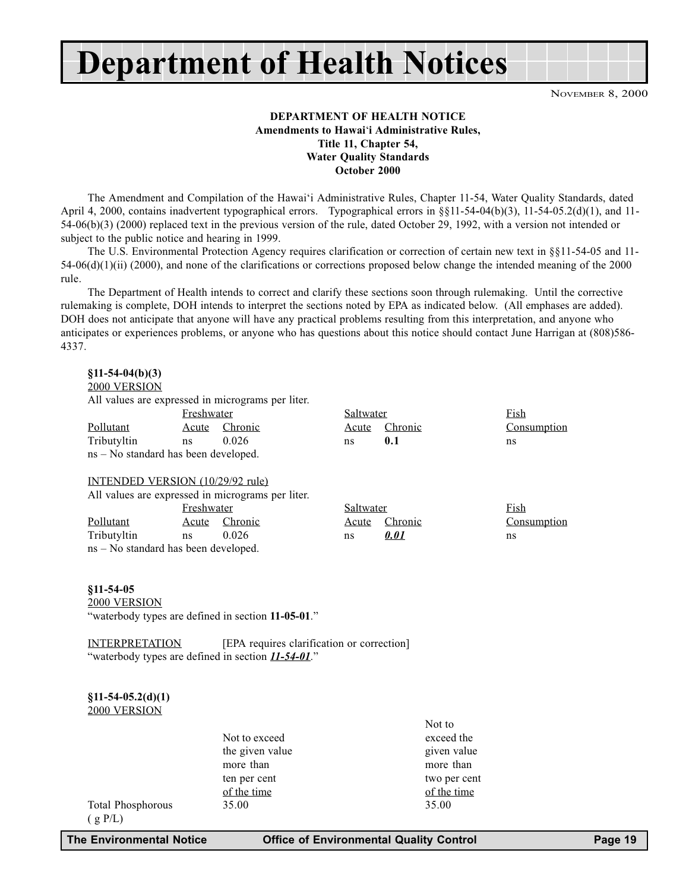# Department of Health Notices

**DEPARTMENT OF HEALTH NOTICE**
**Amendments to Hawai'i Administrative Rules,**
**Title 11, Chapter 54,**
**Water Quality Standards**
**October 2000**

The Amendment and Compilation of the Hawai'i Administrative Rules, Chapter 11-54, Water Quality Standards, dated April 4, 2000, contains inadvertent typographical errors. Typographical errors in §§11-54-04(b)(3), 11-54-05.2(d)(1), and 11-54-06(b)(3) (2000) replaced text in the previous version of the rule, dated October 29, 1992, with a version not intended or subject to the public notice and hearing in 1999.

The U.S. Environmental Protection Agency requires clarification or correction of certain new text in §§11-54-05 and 11-54-06(d)(1)(ii) (2000), and none of the clarifications or corrections proposed below change the intended meaning of the 2000 rule.

The Department of Health intends to correct and clarify these sections soon through rulemaking. Until the corrective rulemaking is complete, DOH intends to interpret the sections noted by EPA as indicated below. (All emphases are added). DOH does not anticipate that anyone will have any practical problems resulting from this interpretation, and anyone who anticipates or experiences problems, or anyone who has questions about this notice should contact June Harrigan at (808)586-4337.

**§11-54-04(b)(3)**

2000 VERSION

All values are expressed in micrograms per liter.

| Pollutant | Freshwater Acute | Freshwater Chronic | Saltwater Acute | Saltwater Chronic | Fish Consumption |
|---|---|---|---|---|---|
| Tributyltin | ns | 0.026 | ns | **0.1** | ns |

ns – No standard has been developed.

INTENDED VERSION (10/29/92 rule)

All values are expressed in micrograms per liter.

| Pollutant | Freshwater Acute | Freshwater Chronic | Saltwater Acute | Saltwater Chronic | Fish Consumption |
|---|---|---|---|---|---|
| Tributyltin | ns | 0.026 | ns | ***0.01*** | ns |

ns – No standard has been developed.

**§11-54-05**

2000 VERSION

"waterbody types are defined in section **11-05-01**."

INTERPRETATION [EPA requires clarification or correction]

"waterbody types are defined in section ***11-54-01***."

**§11-54-05.2(d)(1)**

2000 VERSION

| | Not to exceed the given value more than ten per cent of the time | Not to exceed the given value more than two per cent of the time |
|---|---|---|
| Total Phosphorous ( g P/L) | 35.00 | 35.00 |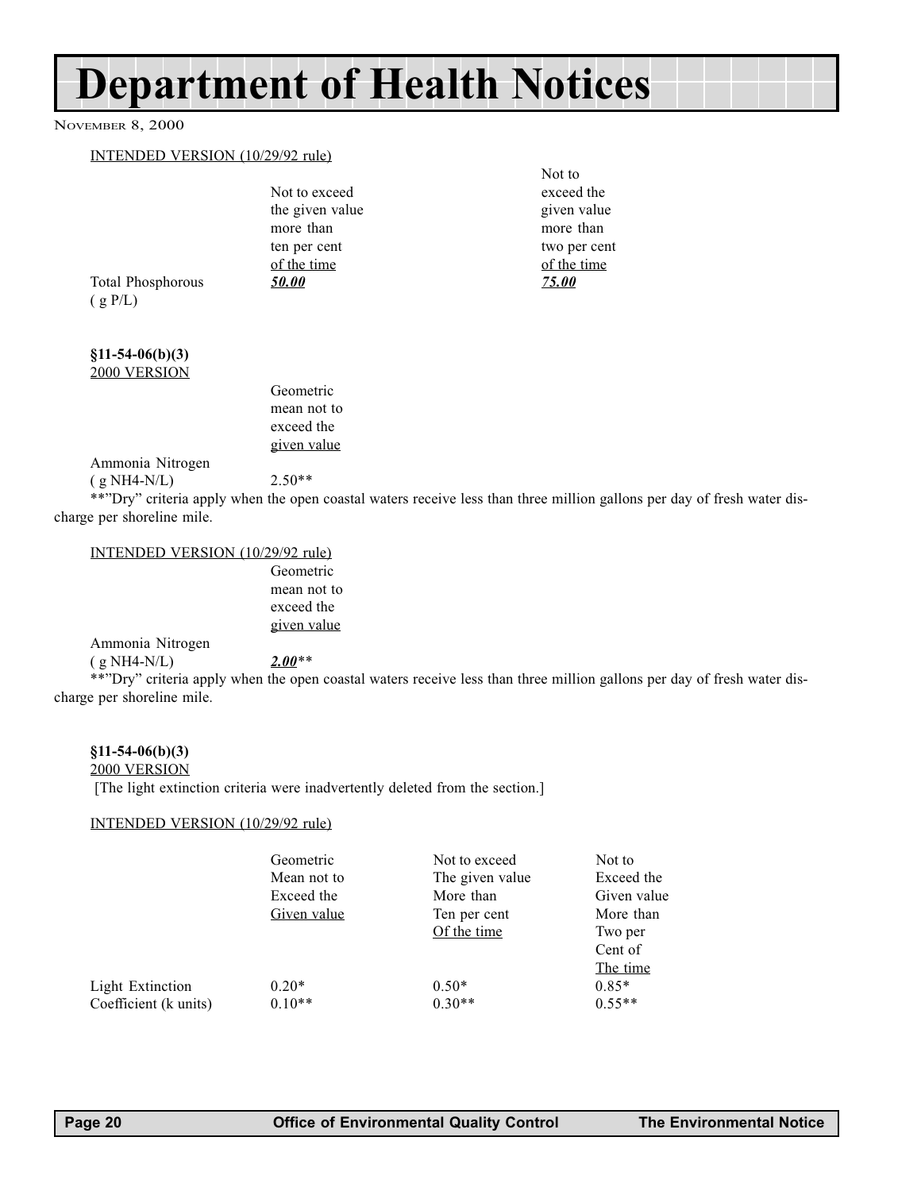# Department of Health Notices

NOVEMBER 8, 2000

INTENDED VERSION (10/29/92 rule)

| | Not to exceed the given value more than ten per cent of the time | Not to exceed the given value more than two per cent of the time |
|---|---|---|
| Total Phosphorous ( g P/L) | ***50.00*** | ***75.00*** |

**§11-54-06(b)(3)**
2000 VERSION

| | Geometric mean not to exceed the given value |
|---|---|
| Ammonia Nitrogen ( g NH4-N/L) | 2.50** |

**"Dry" criteria apply when the open coastal waters receive less than three million gallons per day of fresh water discharge per shoreline mile.

INTENDED VERSION (10/29/92 rule)

| | Geometric mean not to exceed the given value |
|---|---|
| Ammonia Nitrogen ( g NH4-N/L) | ***2.00***** |

**"Dry" criteria apply when the open coastal waters receive less than three million gallons per day of fresh water discharge per shoreline mile.

**§11-54-06(b)(3)**
2000 VERSION

[The light extinction criteria were inadvertently deleted from the section.]

INTENDED VERSION (10/29/92 rule)

| | Geometric Mean not to Exceed the Given value | Not to exceed The given value More than Ten per cent Of the time | Not to Exceed the Given value More than Two per Cent of The time |
|---|---|---|---|
| Light Extinction Coefficient (k units) | 0.20* <br> 0.10** | 0.50* <br> 0.30** | 0.85* <br> 0.55** |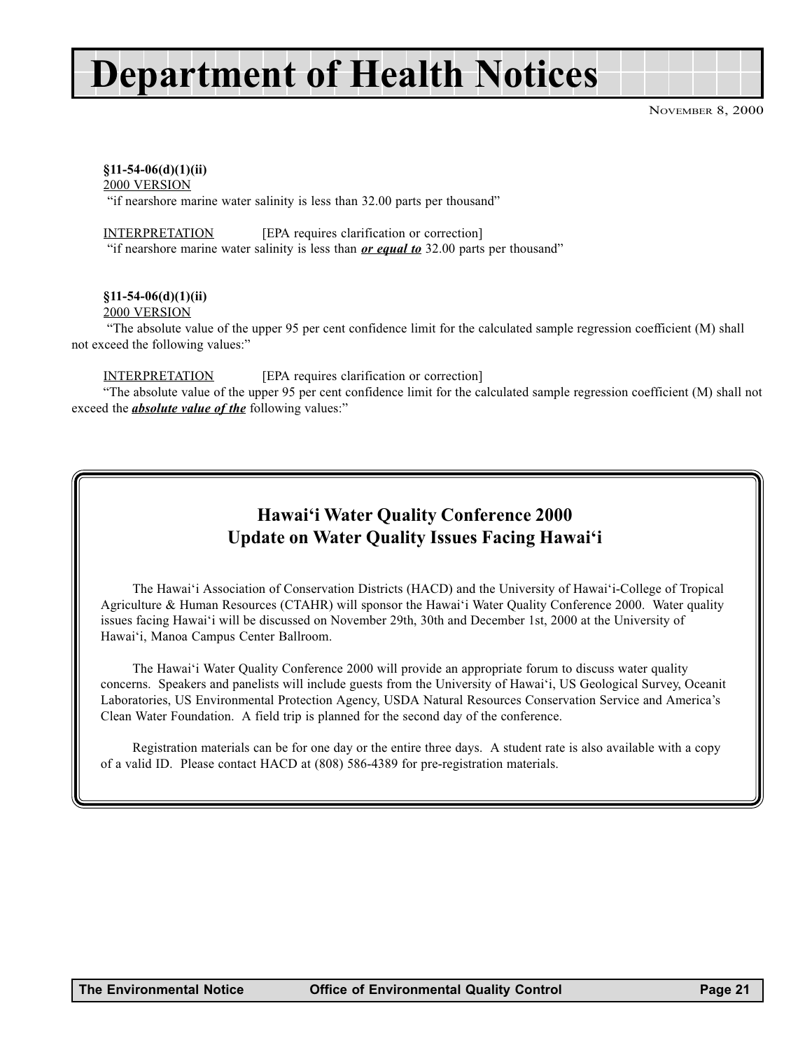# Department of Health Notices

**§11-54-06(d)(1)(ii)**

2000 VERSION

"if nearshore marine water salinity is less than 32.00 parts per thousand"

INTERPRETATION [EPA requires clarification or correction]

"if nearshore marine water salinity is less than ***or equal to*** 32.00 parts per thousand"

**§11-54-06(d)(1)(ii)**

2000 VERSION

"The absolute value of the upper 95 per cent confidence limit for the calculated sample regression coefficient (M) shall not exceed the following values:"

INTERPRETATION [EPA requires clarification or correction]

"The absolute value of the upper 95 per cent confidence limit for the calculated sample regression coefficient (M) shall not exceed the ***absolute value of the*** following values:"

## Hawai'i Water Quality Conference 2000
## Update on Water Quality Issues Facing Hawai'i

The Hawai'i Association of Conservation Districts (HACD) and the University of Hawai'i-College of Tropical Agriculture & Human Resources (CTAHR) will sponsor the Hawai'i Water Quality Conference 2000. Water quality issues facing Hawai'i will be discussed on November 29th, 30th and December 1st, 2000 at the University of Hawai'i, Manoa Campus Center Ballroom.

The Hawai'i Water Quality Conference 2000 will provide an appropriate forum to discuss water quality concerns. Speakers and panelists will include guests from the University of Hawai'i, US Geological Survey, Oceanit Laboratories, US Environmental Protection Agency, USDA Natural Resources Conservation Service and America's Clean Water Foundation. A field trip is planned for the second day of the conference.

Registration materials can be for one day or the entire three days. A student rate is also available with a copy of a valid ID. Please contact HACD at (808) 586-4389 for pre-registration materials.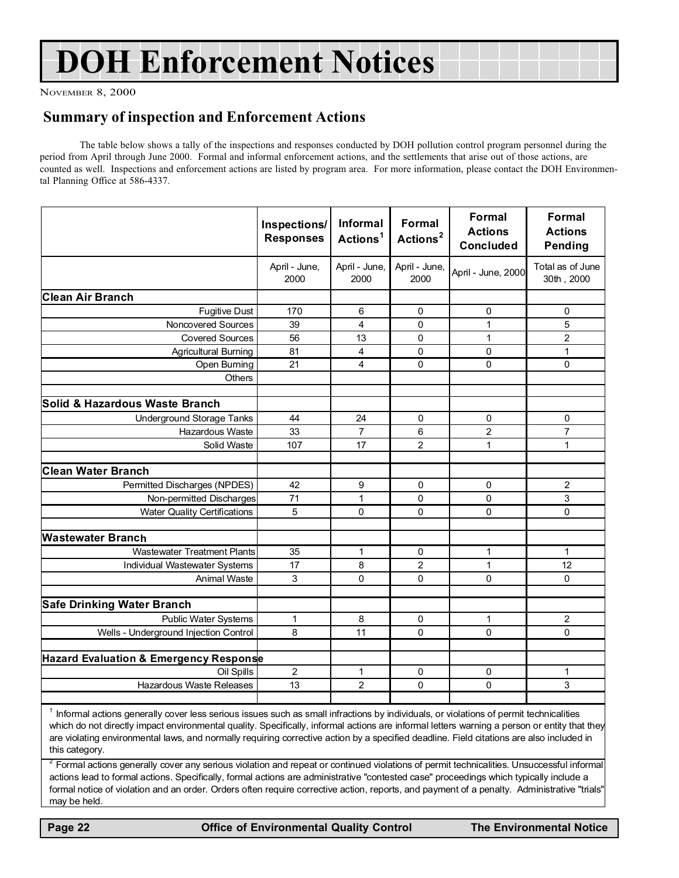# DOH Enforcement Notices

NOVEMBER 8, 2000

## Summary of inspection and Enforcement Actions

The table below shows a tally of the inspections and responses conducted by DOH pollution control program personnel during the period from April through June 2000. Formal and informal enforcement actions, and the settlements that arise out of those actions, are counted as well. Inspections and enforcement actions are listed by program area. For more information, please contact the DOH Environmental Planning Office at 586-4337.

| | Inspections/ Responses | Informal Actions[1] | Formal Actions[2] | Formal Actions Concluded | Formal Actions Pending |
|---|---|---|---|---|---|
| | April - June, 2000 | April - June, 2000 | April - June, 2000 | April - June, 2000 | Total as of June 30th , 2000 |
| **Clean Air Branch** | | | | | |
| Fugitive Dust | 170 | 6 | 0 | 0 | 0 |
| Noncovered Sources | 39 | 4 | 0 | 1 | 5 |
| Covered Sources | 56 | 13 | 0 | 1 | 2 |
| Agricultural Burning | 81 | 4 | 0 | 0 | 1 |
| Open Burning | 21 | 4 | 0 | 0 | 0 |
| Others | | | | | |
| **Solid & Hazardous Waste Branch** | | | | | |
| Underground Storage Tanks | 44 | 24 | 0 | 0 | 0 |
| Hazardous Waste | 33 | 7 | 6 | 2 | 7 |
| Solid Waste | 107 | 17 | 2 | 1 | 1 |
| **Clean Water Branch** | | | | | |
| Permitted Discharges (NPDES) | 42 | 9 | 0 | 0 | 2 |
| Non-permitted Discharges | 71 | 1 | 0 | 0 | 3 |
| Water Quality Certifications | 5 | 0 | 0 | 0 | 0 |
| **Wastewater Branch** | | | | | |
| Wastewater Treatment Plants | 35 | 1 | 0 | 1 | 1 |
| Individual Wastewater Systems | 17 | 8 | 2 | 1 | 12 |
| Animal Waste | 3 | 0 | 0 | 0 | 0 |
| **Safe Drinking Water Branch** | | | | | |
| Public Water Systems | 1 | 8 | 0 | 1 | 2 |
| Wells - Underground Injection Control | 8 | 11 | 0 | 0 | 0 |
| **Hazard Evaluation & Emergency Response** | | | | | |
| Oil Spills | 2 | 1 | 0 | 0 | 1 |
| Hazardous Waste Releases | 13 | 2 | 0 | 0 | 3 |

[1] Informal actions generally cover less serious issues such as small infractions by individuals, or violations of permit technicalities which do not directly impact environmental quality. Specifically, informal actions are informal letters warning a person or entity that they are violating environmental laws, and normally requiring corrective action by a specified deadline. Field citations are also included in this category.

[2] Formal actions generally cover any serious violation and repeat or continued violations of permit technicalities. Unsuccessful informal actions lead to formal actions. Specifically, formal actions are administrative "contested case" proceedings which typically include a formal notice of violation and an order. Orders often require corrective action, reports, and payment of a penalty. Administrative "trials" may be held.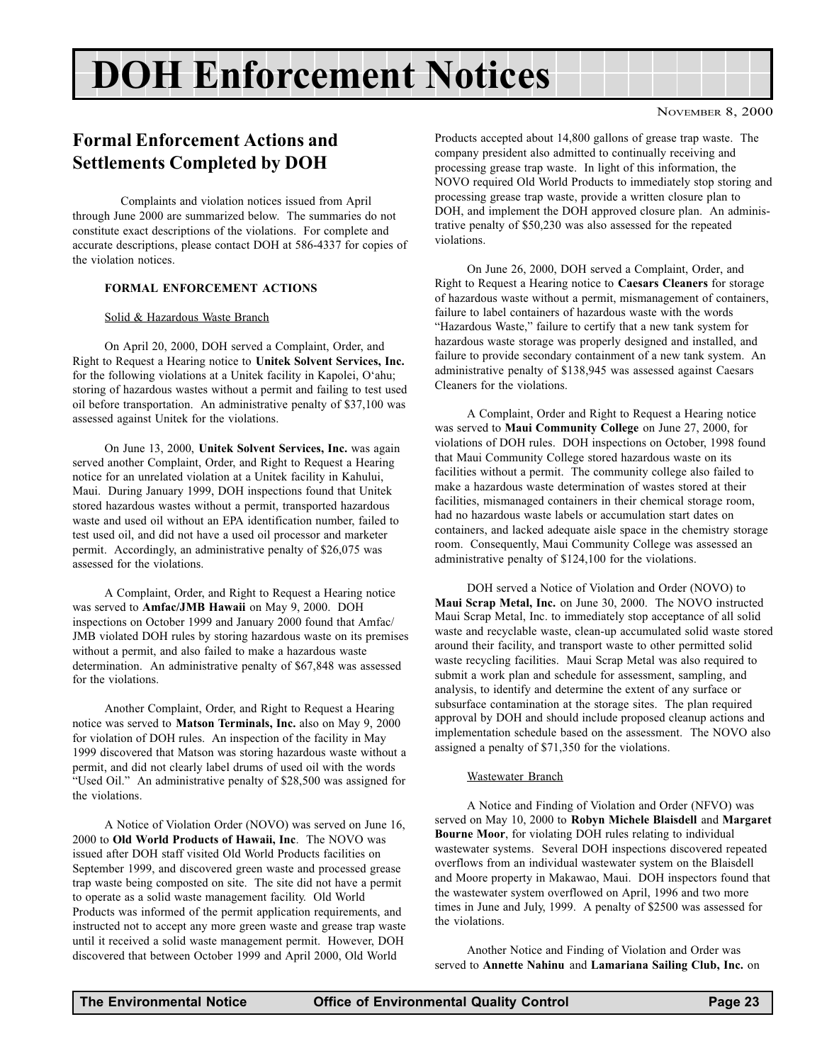# DOH Enforcement Notices

November 8, 2000

## Formal Enforcement Actions and Settlements Completed by DOH

Complaints and violation notices issued from April through June 2000 are summarized below. The summaries do not constitute exact descriptions of the violations. For complete and accurate descriptions, please contact DOH at 586-4337 for copies of the violation notices.

**FORMAL ENFORCEMENT ACTIONS**

Solid & Hazardous Waste Branch

On April 20, 2000, DOH served a Complaint, Order, and Right to Request a Hearing notice to **Unitek Solvent Services, Inc.** for the following violations at a Unitek facility in Kapolei, O'ahu; storing of hazardous wastes without a permit and failing to test used oil before transportation. An administrative penalty of $37,100 was assessed against Unitek for the violations.

On June 13, 2000, **Unitek Solvent Services, Inc.** was again served another Complaint, Order, and Right to Request a Hearing notice for an unrelated violation at a Unitek facility in Kahului, Maui. During January 1999, DOH inspections found that Unitek stored hazardous wastes without a permit, transported hazardous waste and used oil without an EPA identification number, failed to test used oil, and did not have a used oil processor and marketer permit. Accordingly, an administrative penalty of $26,075 was assessed for the violations.

A Complaint, Order, and Right to Request a Hearing notice was served to **Amfac/JMB Hawaii** on May 9, 2000. DOH inspections on October 1999 and January 2000 found that Amfac/JMB violated DOH rules by storing hazardous waste on its premises without a permit, and also failed to make a hazardous waste determination. An administrative penalty of $67,848 was assessed for the violations.

Another Complaint, Order, and Right to Request a Hearing notice was served to **Matson Terminals, Inc.** also on May 9, 2000 for violation of DOH rules. An inspection of the facility in May 1999 discovered that Matson was storing hazardous waste without a permit, and did not clearly label drums of used oil with the words "Used Oil." An administrative penalty of $28,500 was assigned for the violations.

A Notice of Violation Order (NOVO) was served on June 16, 2000 to **Old World Products of Hawaii, Inc**. The NOVO was issued after DOH staff visited Old World Products facilities on September 1999, and discovered green waste and processed grease trap waste being composted on site. The site did not have a permit to operate as a solid waste management facility. Old World Products was informed of the permit application requirements, and instructed not to accept any more green waste and grease trap waste until it received a solid waste management permit. However, DOH discovered that between October 1999 and April 2000, Old World Products accepted about 14,800 gallons of grease trap waste. The company president also admitted to continually receiving and processing grease trap waste. In light of this information, the NOVO required Old World Products to immediately stop storing and processing grease trap waste, provide a written closure plan to DOH, and implement the DOH approved closure plan. An administrative penalty of $50,230 was also assessed for the repeated violations.

On June 26, 2000, DOH served a Complaint, Order, and Right to Request a Hearing notice to **Caesars Cleaners** for storage of hazardous waste without a permit, mismanagement of containers, failure to label containers of hazardous waste with the words "Hazardous Waste," failure to certify that a new tank system for hazardous waste storage was properly designed and installed, and failure to provide secondary containment of a new tank system. An administrative penalty of $138,945 was assessed against Caesars Cleaners for the violations.

A Complaint, Order and Right to Request a Hearing notice was served to **Maui Community College** on June 27, 2000, for violations of DOH rules. DOH inspections on October, 1998 found that Maui Community College stored hazardous waste on its facilities without a permit. The community college also failed to make a hazardous waste determination of wastes stored at their facilities, mismanaged containers in their chemical storage room, had no hazardous waste labels or accumulation start dates on containers, and lacked adequate aisle space in the chemistry storage room. Consequently, Maui Community College was assessed an administrative penalty of $124,100 for the violations.

DOH served a Notice of Violation and Order (NOVO) to **Maui Scrap Metal, Inc.** on June 30, 2000. The NOVO instructed Maui Scrap Metal, Inc. to immediately stop acceptance of all solid waste and recyclable waste, clean-up accumulated solid waste stored around their facility, and transport waste to other permitted solid waste recycling facilities. Maui Scrap Metal was also required to submit a work plan and schedule for assessment, sampling, and analysis, to identify and determine the extent of any surface or subsurface contamination at the storage sites. The plan required approval by DOH and should include proposed cleanup actions and implementation schedule based on the assessment. The NOVO also assigned a penalty of $71,350 for the violations.

Wastewater Branch

A Notice and Finding of Violation and Order (NFVO) was served on May 10, 2000 to **Robyn Michele Blaisdell** and **Margaret Bourne Moor**, for violating DOH rules relating to individual wastewater systems. Several DOH inspections discovered repeated overflows from an individual wastewater system on the Blaisdell and Moore property in Makawao, Maui. DOH inspectors found that the wastewater system overflowed on April, 1996 and two more times in June and July, 1999. A penalty of $2500 was assessed for the violations.

Another Notice and Finding of Violation and Order was served to **Annette Nahinu** and **Lamariana Sailing Club, Inc.** on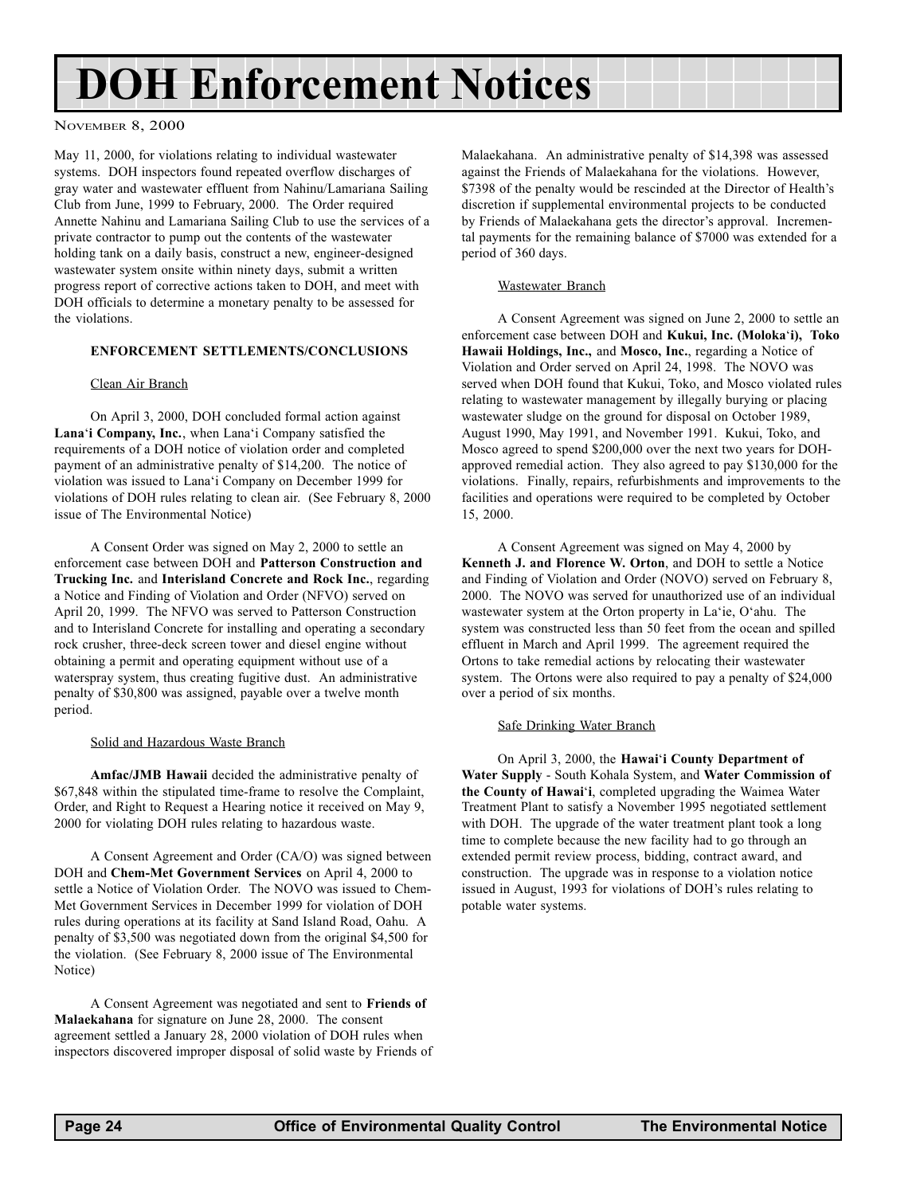# DOH Enforcement Notices

NOVEMBER 8, 2000

May 11, 2000, for violations relating to individual wastewater systems. DOH inspectors found repeated overflow discharges of gray water and wastewater effluent from Nahinu/Lamariana Sailing Club from June, 1999 to February, 2000. The Order required Annette Nahinu and Lamariana Sailing Club to use the services of a private contractor to pump out the contents of the wastewater holding tank on a daily basis, construct a new, engineer-designed wastewater system onsite within ninety days, submit a written progress report of corrective actions taken to DOH, and meet with DOH officials to determine a monetary penalty to be assessed for the violations.

**ENFORCEMENT SETTLEMENTS/CONCLUSIONS**

Clean Air Branch

On April 3, 2000, DOH concluded formal action against **Lana'i Company, Inc.**, when Lana'i Company satisfied the requirements of a DOH notice of violation order and completed payment of an administrative penalty of $14,200. The notice of violation was issued to Lana'i Company on December 1999 for violations of DOH rules relating to clean air. (See February 8, 2000 issue of The Environmental Notice)

A Consent Order was signed on May 2, 2000 to settle an enforcement case between DOH and **Patterson Construction and Trucking Inc.** and **Interisland Concrete and Rock Inc.**, regarding a Notice and Finding of Violation and Order (NFVO) served on April 20, 1999. The NFVO was served to Patterson Construction and to Interisland Concrete for installing and operating a secondary rock crusher, three-deck screen tower and diesel engine without obtaining a permit and operating equipment without use of a waterspray system, thus creating fugitive dust. An administrative penalty of $30,800 was assigned, payable over a twelve month period.

Solid and Hazardous Waste Branch

**Amfac/JMB Hawaii** decided the administrative penalty of $67,848 within the stipulated time-frame to resolve the Complaint, Order, and Right to Request a Hearing notice it received on May 9, 2000 for violating DOH rules relating to hazardous waste.

A Consent Agreement and Order (CA/O) was signed between DOH and **Chem-Met Government Services** on April 4, 2000 to settle a Notice of Violation Order. The NOVO was issued to Chem-Met Government Services in December 1999 for violation of DOH rules during operations at its facility at Sand Island Road, Oahu. A penalty of $3,500 was negotiated down from the original $4,500 for the violation. (See February 8, 2000 issue of The Environmental Notice)

A Consent Agreement was negotiated and sent to **Friends of Malaekahana** for signature on June 28, 2000. The consent agreement settled a January 28, 2000 violation of DOH rules when inspectors discovered improper disposal of solid waste by Friends of Malaekahana. An administrative penalty of $14,398 was assessed against the Friends of Malaekahana for the violations. However, $7398 of the penalty would be rescinded at the Director of Health's discretion if supplemental environmental projects to be conducted by Friends of Malaekahana gets the director's approval. Incremental payments for the remaining balance of $7000 was extended for a period of 360 days.

Wastewater Branch

A Consent Agreement was signed on June 2, 2000 to settle an enforcement case between DOH and **Kukui, Inc. (Moloka'i), Toko Hawaii Holdings, Inc.,** and **Mosco, Inc.**, regarding a Notice of Violation and Order served on April 24, 1998. The NOVO was served when DOH found that Kukui, Toko, and Mosco violated rules relating to wastewater management by illegally burying or placing wastewater sludge on the ground for disposal on October 1989, August 1990, May 1991, and November 1991. Kukui, Toko, and Mosco agreed to spend $200,000 over the next two years for DOH-approved remedial action. They also agreed to pay $130,000 for the violations. Finally, repairs, refurbishments and improvements to the facilities and operations were required to be completed by October 15, 2000.

A Consent Agreement was signed on May 4, 2000 by **Kenneth J. and Florence W. Orton**, and DOH to settle a Notice and Finding of Violation and Order (NOVO) served on February 8, 2000. The NOVO was served for unauthorized use of an individual wastewater system at the Orton property in La'ie, O'ahu. The system was constructed less than 50 feet from the ocean and spilled effluent in March and April 1999. The agreement required the Ortons to take remedial actions by relocating their wastewater system. The Ortons were also required to pay a penalty of $24,000 over a period of six months.

Safe Drinking Water Branch

On April 3, 2000, the **Hawai'i County Department of Water Supply** - South Kohala System, and **Water Commission of the County of Hawai'i**, completed upgrading the Waimea Water Treatment Plant to satisfy a November 1995 negotiated settlement with DOH. The upgrade of the water treatment plant took a long time to complete because the new facility had to go through an extended permit review process, bidding, contract award, and construction. The upgrade was in response to a violation notice issued in August, 1993 for violations of DOH's rules relating to potable water systems.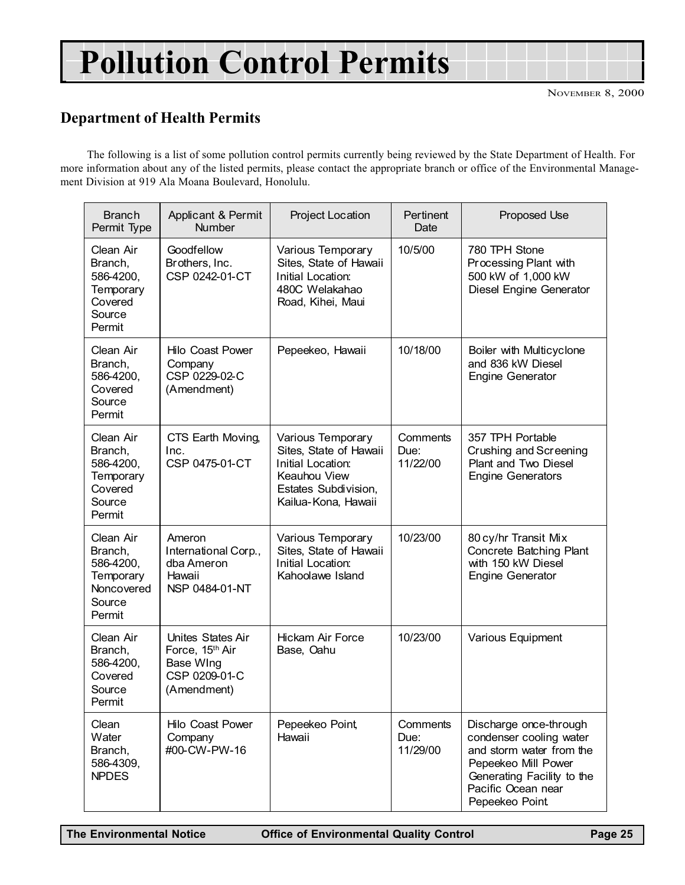# Pollution Control Permits

NOVEMBER 8, 2000

## Department of Health Permits

The following is a list of some pollution control permits currently being reviewed by the State Department of Health. For more information about any of the listed permits, please contact the appropriate branch or office of the Environmental Management Division at 919 Ala Moana Boulevard, Honolulu.

| Branch Permit Type | Applicant & Permit Number | Project Location | Pertinent Date | Proposed Use |
|---|---|---|---|---|
| Clean Air Branch, 586-4200, Temporary Covered Source Permit | Goodfellow Brothers, Inc. CSP 0242-01-CT | Various Temporary Sites, State of Hawaii Initial Location: 480C Welakahao Road, Kihei, Maui | 10/5/00 | 780 TPH Stone Processing Plant with 500 kW of 1,000 kW Diesel Engine Generator |
| Clean Air Branch, 586-4200, Covered Source Permit | Hilo Coast Power Company CSP 0229-02-C (Amendment) | Pepeekeo, Hawaii | 10/18/00 | Boiler with Multicyclone and 836 kW Diesel Engine Generator |
| Clean Air Branch, 586-4200, Temporary Covered Source Permit | CTS Earth Moving, Inc. CSP 0475-01-CT | Various Temporary Sites, State of Hawaii Initial Location: Keauhou View Estates Subdivision, Kailua-Kona, Hawaii | Comments Due: 11/22/00 | 357 TPH Portable Crushing and Screening Plant and Two Diesel Engine Generators |
| Clean Air Branch, 586-4200, Temporary Noncovered Source Permit | Ameron International Corp., dba Ameron Hawaii NSP 0484-01-NT | Various Temporary Sites, State of Hawaii Initial Location: Kahoolawe Island | 10/23/00 | 80 cy/hr Transit Mix Concrete Batching Plant with 150 kW Diesel Engine Generator |
| Clean Air Branch, 586-4200, Covered Source Permit | Unites States Air Force, 15th Air Base WIng CSP 0209-01-C (Amendment) | Hickam Air Force Base, Oahu | 10/23/00 | Various Equipment |
| Clean Water Branch, 586-4309, NPDES | Hilo Coast Power Company #00-CW-PW-16 | Pepeekeo Point, Hawaii | Comments Due: 11/29/00 | Discharge once-through condenser cooling water and storm water from the Pepeekeo Mill Power Generating Facility to the Pacific Ocean near Pepeekeo Point. |